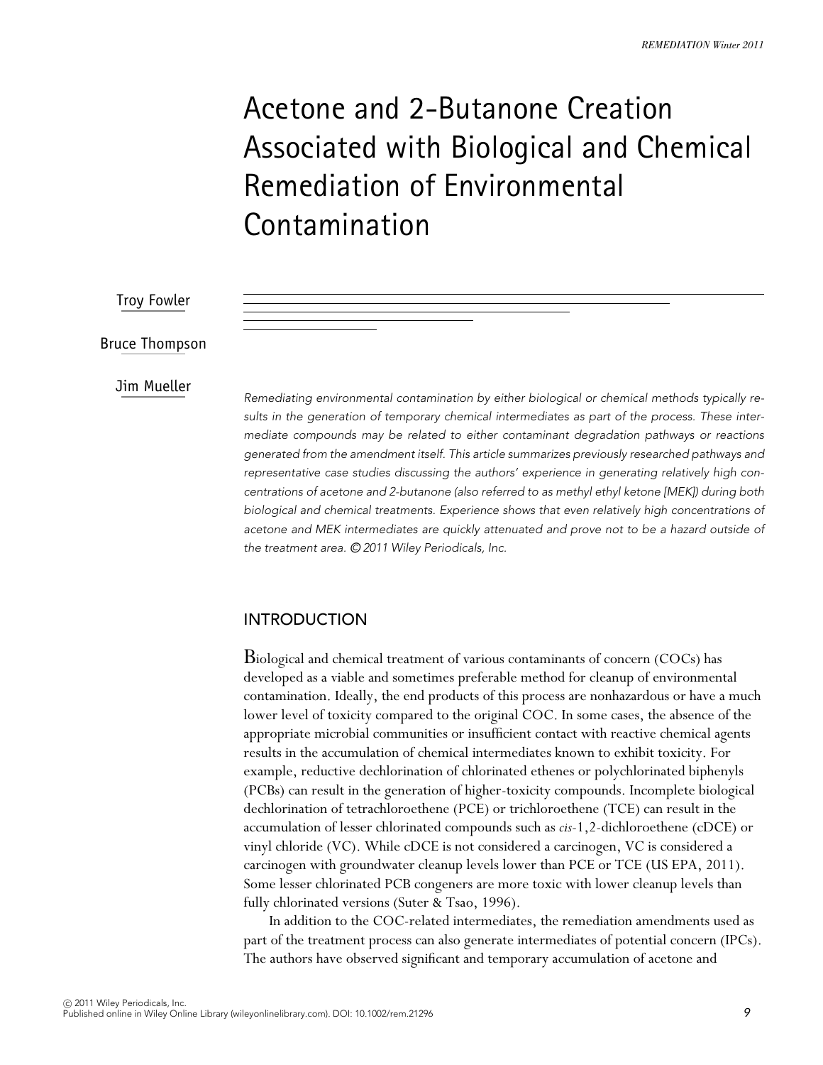# Acetone and 2-Butanone Creation Associated with Biological and Chemical Remediation of Environmental Contamination

Troy Fowler

Bruce Thompson

Jim Mueller

*Remediating environmental contamination by either biological or chemical methods typically results in the generation of temporary chemical intermediates as part of the process. These intermediate compounds may be related to either contaminant degradation pathways or reactions generated from the amendment itself. This article summarizes previously researched pathways and representative case studies discussing the authors' experience in generating relatively high concentrations of acetone and 2-butanone (also referred to as methyl ethyl ketone [MEK]) during both biological and chemical treatments. Experience shows that even relatively high concentrations of acetone and MEK intermediates are quickly attenuated and prove not to be a hazard outside of the treatment area. © 2011 Wiley Periodicals, Inc.*

## INTRODUCTION

Biological and chemical treatment of various contaminants of concern (COCs) has developed as a viable and sometimes preferable method for cleanup of environmental contamination. Ideally, the end products of this process are nonhazardous or have a much lower level of toxicity compared to the original COC. In some cases, the absence of the appropriate microbial communities or insufficient contact with reactive chemical agents results in the accumulation of chemical intermediates known to exhibit toxicity. For example, reductive dechlorination of chlorinated ethenes or polychlorinated biphenyls (PCBs) can result in the generation of higher-toxicity compounds. Incomplete biological dechlorination of tetrachloroethene (PCE) or trichloroethene (TCE) can result in the accumulation of lesser chlorinated compounds such as *cis*-1,2-dichloroethene (cDCE) or vinyl chloride (VC). While cDCE is not considered a carcinogen, VC is considered a carcinogen with groundwater cleanup levels lower than PCE or TCE (US EPA, 2011). Some lesser chlorinated PCB congeners are more toxic with lower cleanup levels than fully chlorinated versions (Suter & Tsao, 1996).

In addition to the COC-related intermediates, the remediation amendments used as part of the treatment process can also generate intermediates of potential concern (IPCs). The authors have observed significant and temporary accumulation of acetone and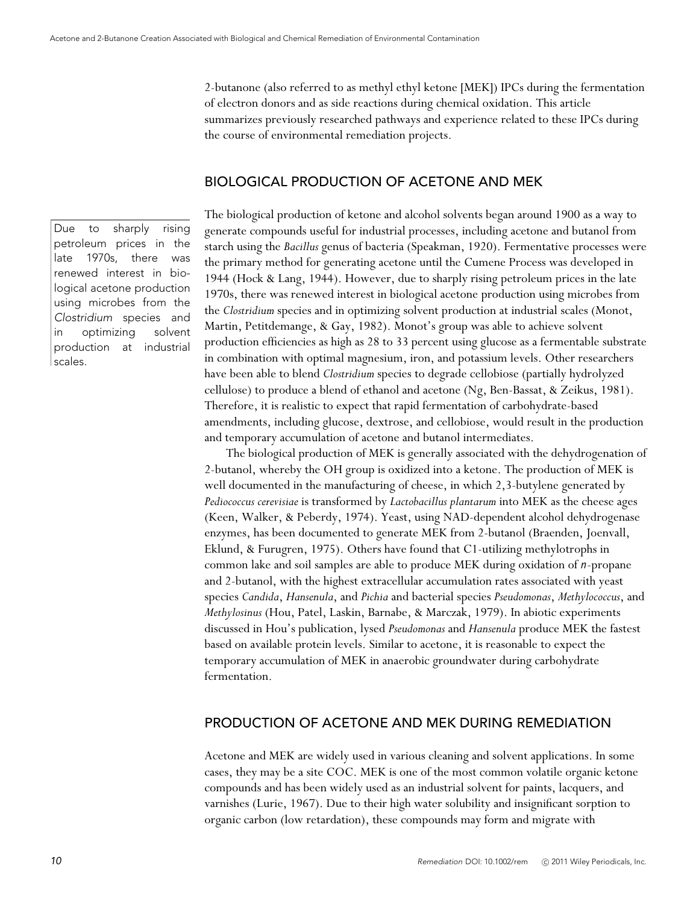2-butanone (also referred to as methyl ethyl ketone [MEK]) IPCs during the fermentation of electron donors and as side reactions during chemical oxidation. This article summarizes previously researched pathways and experience related to these IPCs during the course of environmental remediation projects.

## BIOLOGICAL PRODUCTION OF ACETONE AND MEK

The biological production of ketone and alcohol solvents began around 1900 as a way to generate compounds useful for industrial processes, including acetone and butanol from starch using the *Bacillus* genus of bacteria (Speakman, 1920). Fermentative processes were the primary method for generating acetone until the Cumene Process was developed in 1944 (Hock & Lang, 1944). However, due to sharply rising petroleum prices in the late 1970s, there was renewed interest in biological acetone production using microbes from the *Clostridium* species and in optimizing solvent production at industrial scales (Monot, Martin, Petitdemange, & Gay, 1982). Monot's group was able to achieve solvent production efficiencies as high as 28 to 33 percent using glucose as a fermentable substrate in combination with optimal magnesium, iron, and potassium levels. Other researchers have been able to blend *Clostridium* species to degrade cellobiose (partially hydrolyzed cellulose) to produce a blend of ethanol and acetone (Ng, Ben-Bassat, & Zeikus, 1981). Therefore, it is realistic to expect that rapid fermentation of carbohydrate-based amendments, including glucose, dextrose, and cellobiose, would result in the production and temporary accumulation of acetone and butanol intermediates.

> Due to sharply rising petroleum prices in the late 1970s, there was renewed interest in biological acetone production using microbes from the *Clostridium* species and in optimizing solvent production at industrial scales.

The biological production of MEK is generally associated with the dehydrogenation of 2-butanol, whereby the OH group is oxidized into a ketone. The production of MEK is well documented in the manufacturing of cheese, in which 2,3-butylene generated by *Pediococcus cerevisiae* is transformed by *Lactobacillus plantarum* into MEK as the cheese ages (Keen, Walker, & Peberdy, 1974). Yeast, using NAD-dependent alcohol dehydrogenase enzymes, has been documented to generate MEK from 2-butanol (Braenden, Joenvall, Eklund, & Furugren, 1975). Others have found that C1-utilizing methylotrophs in common lake and soil samples are able to produce MEK during oxidation of *n*-propane and 2-butanol, with the highest extracellular accumulation rates associated with yeast species *Candida*, *Hansenula*, and *Pichia* and bacterial species *Pseudomonas*, *Methylococcus*, and *Methylosinus* (Hou, Patel, Laskin, Barnabe, & Marczak, 1979). In abiotic experiments discussed in Hou's publication, lysed *Pseudomonas* and *Hansenula* produce MEK the fastest based on available protein levels. Similar to acetone, it is reasonable to expect the temporary accumulation of MEK in anaerobic groundwater during carbohydrate fermentation.

## PRODUCTION OF ACETONE AND MEK DURING REMEDIATION

Acetone and MEK are widely used in various cleaning and solvent applications. In some cases, they may be a site COC. MEK is one of the most common volatile organic ketone compounds and has been widely used as an industrial solvent for paints, lacquers, and varnishes (Lurie, 1967). Due to their high water solubility and insignificant sorption to organic carbon (low retardation), these compounds may form and migrate with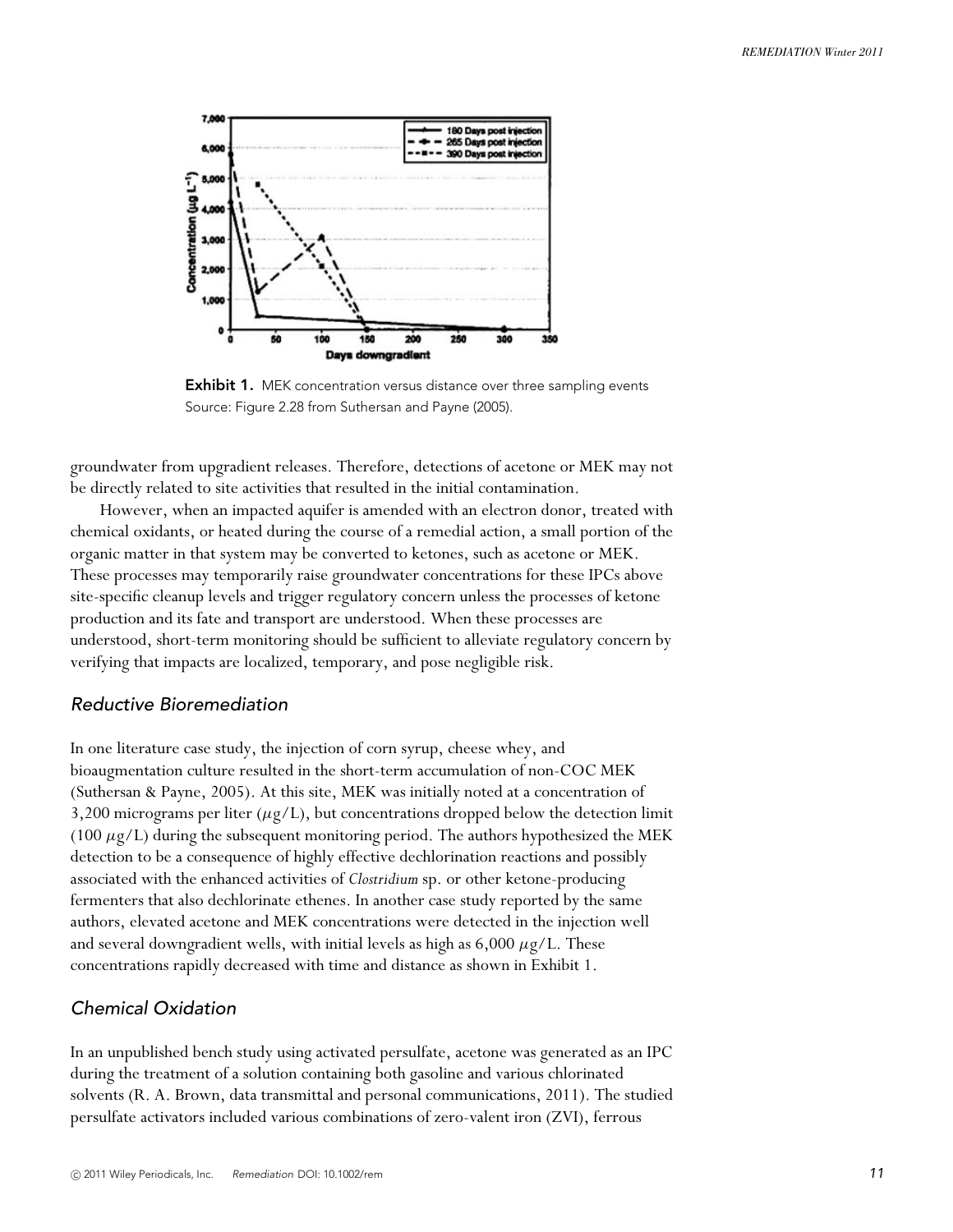**Exhibit 1.** MEK concentration versus distance over three sampling events
Source: Figure 2.28 from Suthersan and Payne (2005).

groundwater from upgradient releases. Therefore, detections of acetone or MEK may not be directly related to site activities that resulted in the initial contamination.

However, when an impacted aquifer is amended with an electron donor, treated with chemical oxidants, or heated during the course of a remedial action, a small portion of the organic matter in that system may be converted to ketones, such as acetone or MEK. These processes may temporarily raise groundwater concentrations for these IPCs above site-specific cleanup levels and trigger regulatory concern unless the processes of ketone production and its fate and transport are understood. When these processes are understood, short-term monitoring should be sufficient to alleviate regulatory concern by verifying that impacts are localized, temporary, and pose negligible risk.

## *Reductive Bioremediation*

In one literature case study, the injection of corn syrup, cheese whey, and bioaugmentation culture resulted in the short-term accumulation of non-COC MEK (Suthersan & Payne, 2005). At this site, MEK was initially noted at a concentration of 3,200 micrograms per liter ($\mu$g/L), but concentrations dropped below the detection limit (100 $\mu$g/L) during the subsequent monitoring period. The authors hypothesized the MEK detection to be a consequence of highly effective dechlorination reactions and possibly associated with the enhanced activities of *Clostridium* sp. or other ketone-producing fermenters that also dechlorinate ethenes. In another case study reported by the same authors, elevated acetone and MEK concentrations were detected in the injection well and several downgradient wells, with initial levels as high as 6,000 $\mu$g/L. These concentrations rapidly decreased with time and distance as shown in Exhibit 1.

## *Chemical Oxidation*

In an unpublished bench study using activated persulfate, acetone was generated as an IPC during the treatment of a solution containing both gasoline and various chlorinated solvents (R. A. Brown, data transmittal and personal communications, 2011). The studied persulfate activators included various combinations of zero-valent iron (ZVI), ferrous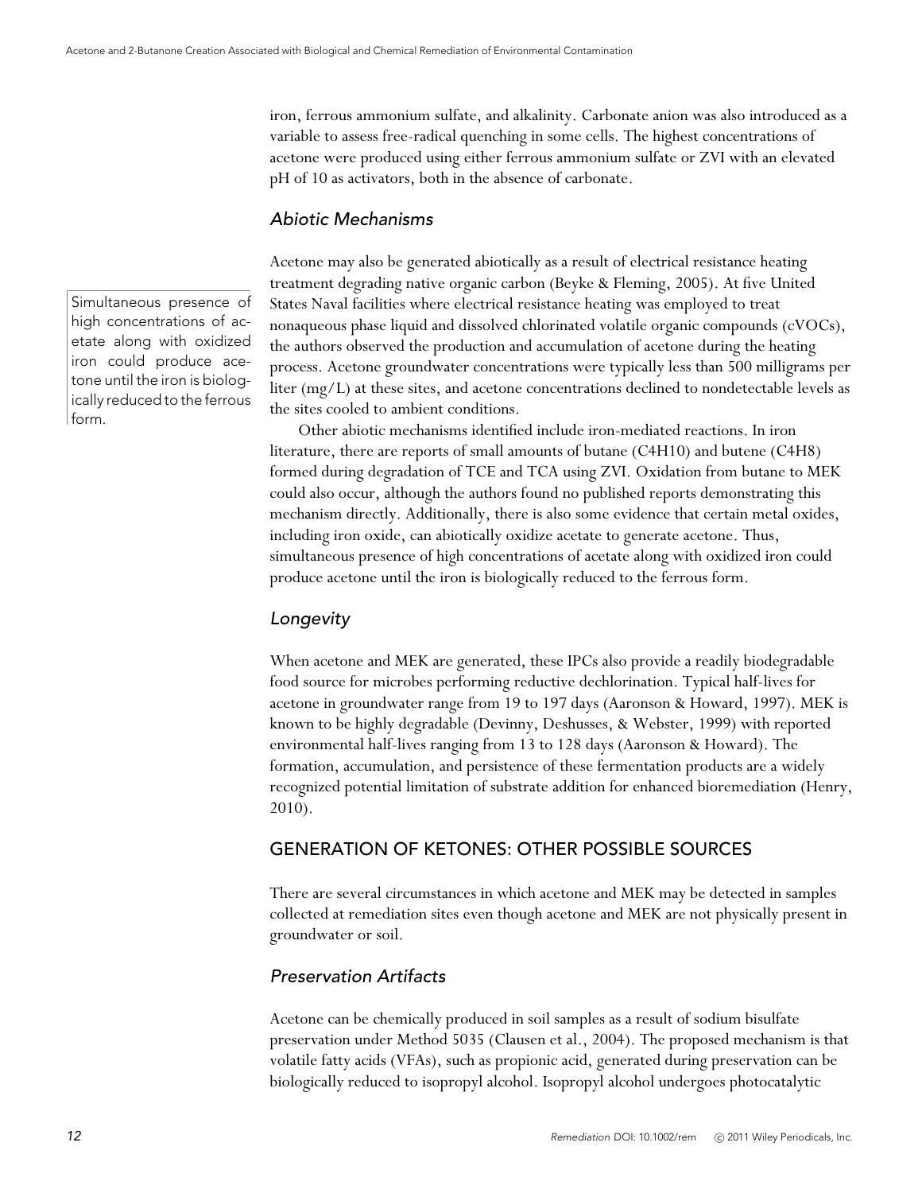iron, ferrous ammonium sulfate, and alkalinity. Carbonate anion was also introduced as a variable to assess free-radical quenching in some cells. The highest concentrations of acetone were produced using either ferrous ammonium sulfate or ZVI with an elevated pH of 10 as activators, both in the absence of carbonate.

### *Abiotic Mechanisms*

Acetone may also be generated abiotically as a result of electrical resistance heating treatment degrading native organic carbon (Beyke & Fleming, 2005). At five United States Naval facilities where electrical resistance heating was employed to treat nonaqueous phase liquid and dissolved chlorinated volatile organic compounds (cVOCs), the authors observed the production and accumulation of acetone during the heating process. Acetone groundwater concentrations were typically less than 500 milligrams per liter (mg/L) at these sites, and acetone concentrations declined to nondetectable levels as the sites cooled to ambient conditions.

Other abiotic mechanisms identified include iron-mediated reactions. In iron literature, there are reports of small amounts of butane ($C_4H_{10}$) and butene ($C_4H_8$) formed during degradation of TCE and TCA using ZVI. Oxidation from butane to MEK could also occur, although the authors found no published reports demonstrating this mechanism directly. Additionally, there is also some evidence that certain metal oxides, including iron oxide, can abiotically oxidize acetate to generate acetone. Thus, simultaneous presence of high concentrations of acetate along with oxidized iron could produce acetone until the iron is biologically reduced to the ferrous form.

> Simultaneous presence of high concentrations of acetate along with oxidized iron could produce acetone until the iron is biologically reduced to the ferrous form.

### *Longevity*

When acetone and MEK are generated, these IPCs also provide a readily biodegradable food source for microbes performing reductive dechlorination. Typical half-lives for acetone in groundwater range from 19 to 197 days (Aaronson & Howard, 1997). MEK is known to be highly degradable (Devinny, Deshusses, & Webster, 1999) with reported environmental half-lives ranging from 13 to 128 days (Aaronson & Howard). The formation, accumulation, and persistence of these fermentation products are a widely recognized potential limitation of substrate addition for enhanced bioremediation (Henry, 2010).

## GENERATION OF KETONES: OTHER POSSIBLE SOURCES

There are several circumstances in which acetone and MEK may be detected in samples collected at remediation sites even though acetone and MEK are not physically present in groundwater or soil.

### *Preservation Artifacts*

Acetone can be chemically produced in soil samples as a result of sodium bisulfate preservation under Method 5035 (Clausen et al., 2004). The proposed mechanism is that volatile fatty acids (VFAs), such as propionic acid, generated during preservation can be biologically reduced to isopropyl alcohol. Isopropyl alcohol undergoes photocatalytic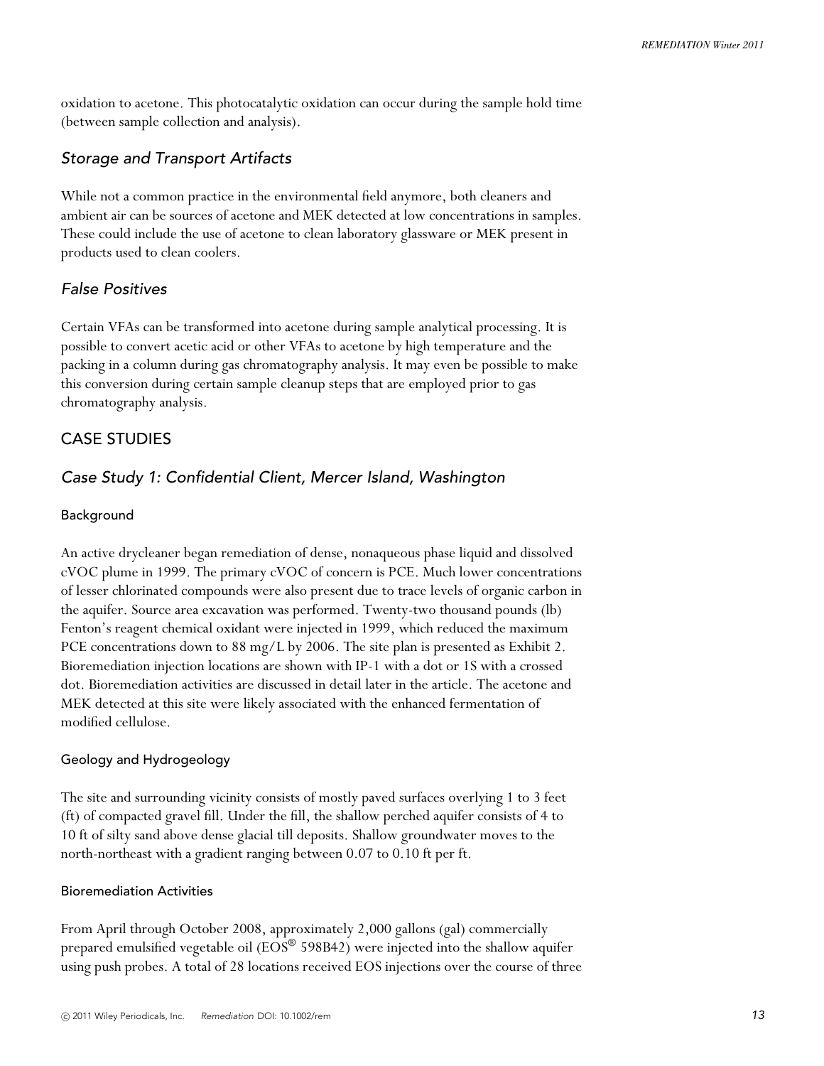oxidation to acetone. This photocatalytic oxidation can occur during the sample hold time (between sample collection and analysis).

## *Storage and Transport Artifacts*

While not a common practice in the environmental field anymore, both cleaners and ambient air can be sources of acetone and MEK detected at low concentrations in samples. These could include the use of acetone to clean laboratory glassware or MEK present in products used to clean coolers.

## *False Positives*

Certain VFAs can be transformed into acetone during sample analytical processing. It is possible to convert acetic acid or other VFAs to acetone by high temperature and the packing in a column during gas chromatography analysis. It may even be possible to make this conversion during certain sample cleanup steps that are employed prior to gas chromatography analysis.

# CASE STUDIES

## *Case Study 1: Confidential Client, Mercer Island, Washington*

### Background

An active drycleaner began remediation of dense, nonaqueous phase liquid and dissolved cVOC plume in 1999. The primary cVOC of concern is PCE. Much lower concentrations of lesser chlorinated compounds were also present due to trace levels of organic carbon in the aquifer. Source area excavation was performed. Twenty-two thousand pounds (lb) Fenton's reagent chemical oxidant were injected in 1999, which reduced the maximum PCE concentrations down to 88 mg/L by 2006. The site plan is presented as Exhibit 2. Bioremediation injection locations are shown with IP-1 with a dot or 1S with a crossed dot. Bioremediation activities are discussed in detail later in the article. The acetone and MEK detected at this site were likely associated with the enhanced fermentation of modified cellulose.

### Geology and Hydrogeology

The site and surrounding vicinity consists of mostly paved surfaces overlying 1 to 3 feet (ft) of compacted gravel fill. Under the fill, the shallow perched aquifer consists of 4 to 10 ft of silty sand above dense glacial till deposits. Shallow groundwater moves to the north-northeast with a gradient ranging between 0.07 to 0.10 ft per ft.

### Bioremediation Activities

From April through October 2008, approximately 2,000 gallons (gal) commercially prepared emulsified vegetable oil (EOS® 598B42) were injected into the shallow aquifer using push probes. A total of 28 locations received EOS injections over the course of three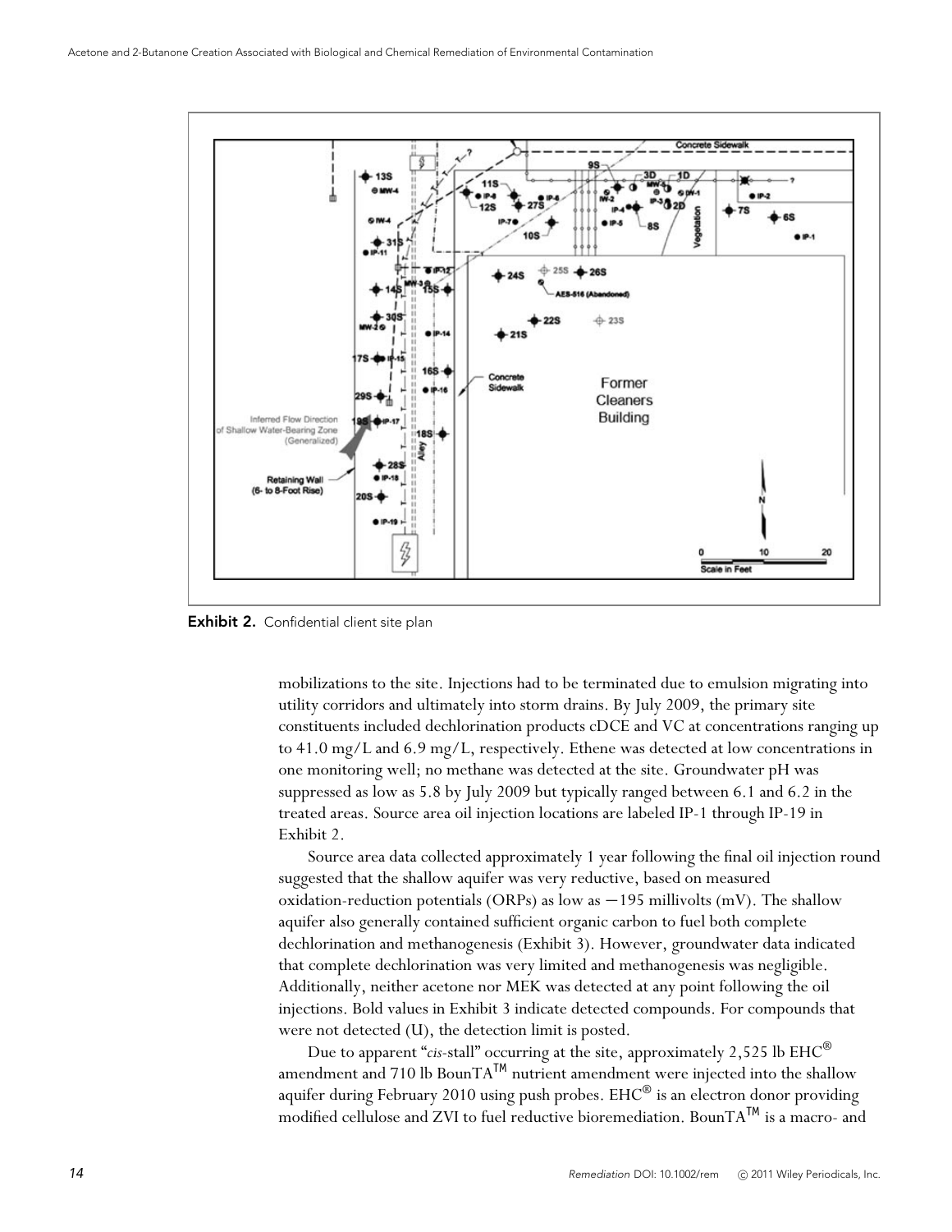Exhibit 2. Confidential client site plan

mobilizations to the site. Injections had to be terminated due to emulsion migrating into utility corridors and ultimately into storm drains. By July 2009, the primary site constituents included dechlorination products cDCE and VC at concentrations ranging up to 41.0 mg/L and 6.9 mg/L, respectively. Ethene was detected at low concentrations in one monitoring well; no methane was detected at the site. Groundwater pH was suppressed as low as 5.8 by July 2009 but typically ranged between 6.1 and 6.2 in the treated areas. Source area oil injection locations are labeled IP-1 through IP-19 in Exhibit 2.

Source area data collected approximately 1 year following the final oil injection round suggested that the shallow aquifer was very reductive, based on measured oxidation-reduction potentials (ORPs) as low as −195 millivolts (mV). The shallow aquifer also generally contained sufficient organic carbon to fuel both complete dechlorination and methanogenesis (Exhibit 3). However, groundwater data indicated that complete dechlorination was very limited and methanogenesis was negligible. Additionally, neither acetone nor MEK was detected at any point following the oil injections. Bold values in Exhibit 3 indicate detected compounds. For compounds that were not detected (U), the detection limit is posted.

Due to apparent "*cis*-stall" occurring at the site, approximately 2,525 lb EHC® amendment and 710 lb BounTA™ nutrient amendment were injected into the shallow aquifer during February 2010 using push probes. EHC® is an electron donor providing modified cellulose and ZVI to fuel reductive bioremediation. BounTA™ is a macro- and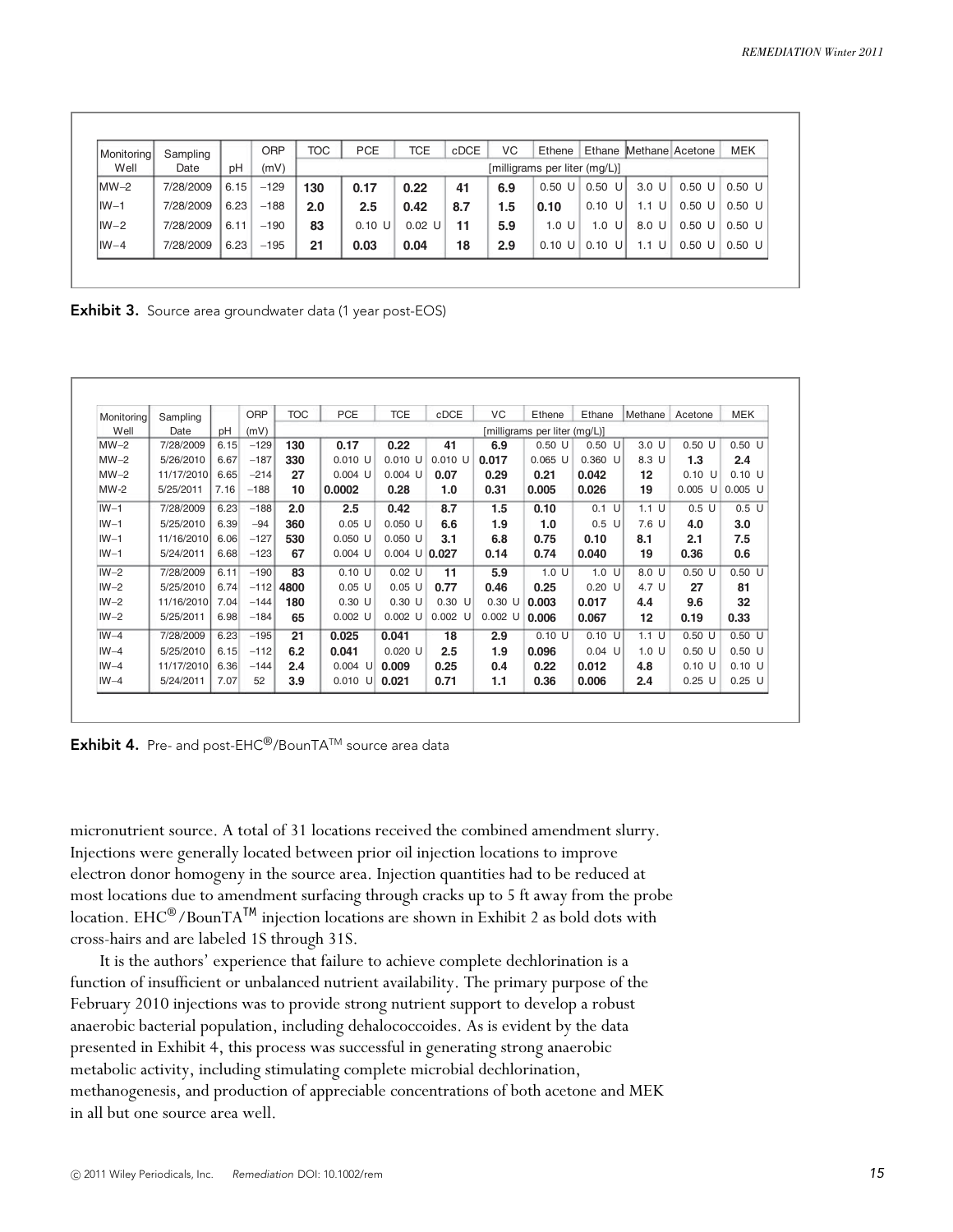| Monitoring Well | Sampling Date | pH | ORP (mV) | TOC | PCE | TCE | cDCE | VC | Ethene | Ethane | Methane | Acetone | MEK |
|---|---|---|---|---|---|---|---|---|---|---|---|---|---|
| | | | | [milligrams per liter (mg/L)] | | | | | | | | | |
| MW–2 | 7/28/2009 | 6.15 | −129 | **130** | **0.17** | **0.22** | **41** | **6.9** | 0.50 U | 0.50 U | 3.0 U | 0.50 U | 0.50 U |
| IW–1 | 7/28/2009 | 6.23 | −188 | **2.0** | **2.5** | **0.42** | **8.7** | **1.5** | **0.10** | 0.10 U | 1.1 U | 0.50 U | 0.50 U |
| IW–2 | 7/28/2009 | 6.11 | −190 | **83** | 0.10 U | 0.02 U | **11** | **5.9** | 1.0 U | 1.0 U | 8.0 U | 0.50 U | 0.50 U |
| IW–4 | 7/28/2009 | 6.23 | −195 | **21** | **0.03** | **0.04** | **18** | **2.9** | 0.10 U | 0.10 U | 1.1 U | 0.50 U | 0.50 U |

**Exhibit 3.** Source area groundwater data (1 year post-EOS)

| Monitoring Well | Sampling Date | pH | ORP (mV) | TOC | PCE | TCE | cDCE | VC | Ethene | Ethane | Methane | Acetone | MEK |
|---|---|---|---|---|---|---|---|---|---|---|---|---|---|
| | | | | [milligrams per liter (mg/L)] | | | | | | | | | |
| MW–2 | 7/28/2009 | 6.15 | −129 | **130** | **0.17** | **0.22** | **41** | **6.9** | 0.50 U | 0.50 U | 3.0 U | 0.50 U | 0.50 U |
| MW–2 | 5/26/2010 | 6.67 | −187 | **330** | 0.010 U | 0.010 U | 0.010 U | **0.017** | 0.065 U | 0.360 U | 8.3 U | **1.3** | **2.4** |
| MW–2 | 11/17/2010 | 6.65 | −214 | **27** | 0.004 U | 0.004 U | **0.07** | **0.29** | **0.21** | **0.042** | **12** | 0.10 U | 0.10 U |
| MW-2 | 5/25/2011 | 7.16 | −188 | **10** | **0.0002** | **0.28** | **1.0** | **0.31** | **0.005** | **0.026** | **19** | 0.005 U | 0.005 U |
| IW–1 | 7/28/2009 | 6.23 | −188 | **2.0** | **2.5** | **0.42** | **8.7** | **1.5** | **0.10** | 0.1 U | 1.1 U | 0.5 U | 0.5 U |
| IW–1 | 5/25/2010 | 6.39 | −94 | **360** | 0.05 U | 0.050 U | **6.6** | **1.9** | **1.0** | 0.5 U | 7.6 U | **4.0** | **3.0** |
| IW–1 | 11/16/2010 | 6.06 | −127 | **530** | 0.050 U | 0.050 U | **3.1** | **6.8** | **0.75** | **0.10** | **8.1** | **2.1** | **7.5** |
| IW–1 | 5/24/2011 | 6.68 | −123 | **67** | 0.004 U | 0.004 U | **0.027** | **0.14** | **0.74** | **0.040** | **19** | **0.36** | **0.6** |
| IW–2 | 7/28/2009 | 6.11 | −190 | **83** | 0.10 U | 0.02 U | **11** | **5.9** | 1.0 U | 1.0 U | 8.0 U | 0.50 U | 0.50 U |
| IW–2 | 5/25/2010 | 6.74 | −112 | **4800** | 0.05 U | 0.05 U | **0.77** | **0.46** | **0.25** | 0.20 U | 4.7 U | **27** | **81** |
| IW–2 | 11/16/2010 | 7.04 | −144 | **180** | 0.30 U | 0.30 U | 0.30 U | 0.30 U | **0.003** | **0.017** | **4.4** | **9.6** | **32** |
| IW–2 | 5/25/2011 | 6.98 | −184 | **65** | 0.002 U | 0.002 U | 0.002 U | 0.002 U | **0.006** | **0.067** | **12** | **0.19** | **0.33** |
| IW–4 | 7/28/2009 | 6.23 | −195 | **21** | **0.025** | **0.041** | **18** | **2.9** | 0.10 U | 0.10 U | 1.1 U | 0.50 U | 0.50 U |
| IW–4 | 5/25/2010 | 6.15 | −112 | **6.2** | **0.041** | 0.020 U | **2.5** | **1.9** | **0.096** | 0.04 U | 1.0 U | 0.50 U | 0.50 U |
| IW–4 | 11/17/2010 | 6.36 | −144 | **2.4** | 0.004 U | **0.009** | **0.25** | **0.4** | **0.22** | **0.012** | **4.8** | 0.10 U | 0.10 U |
| IW–4 | 5/24/2011 | 7.07 | 52 | **3.9** | 0.010 U | **0.021** | **0.71** | **1.1** | **0.36** | **0.006** | **2.4** | 0.25 U | 0.25 U |

**Exhibit 4.** Pre- and post-EHC®/BounTA™ source area data

micronutrient source. A total of 31 locations received the combined amendment slurry. Injections were generally located between prior oil injection locations to improve electron donor homogeny in the source area. Injection quantities had to be reduced at most locations due to amendment surfacing through cracks up to 5 ft away from the probe location. EHC®/BounTA™ injection locations are shown in Exhibit 2 as bold dots with cross-hairs and are labeled 1S through 31S.

It is the authors' experience that failure to achieve complete dechlorination is a function of insufficient or unbalanced nutrient availability. The primary purpose of the February 2010 injections was to provide strong nutrient support to develop a robust anaerobic bacterial population, including dehalococcoides. As is evident by the data presented in Exhibit 4, this process was successful in generating strong anaerobic metabolic activity, including stimulating complete microbial dechlorination, methanogenesis, and production of appreciable concentrations of both acetone and MEK in all but one source area well.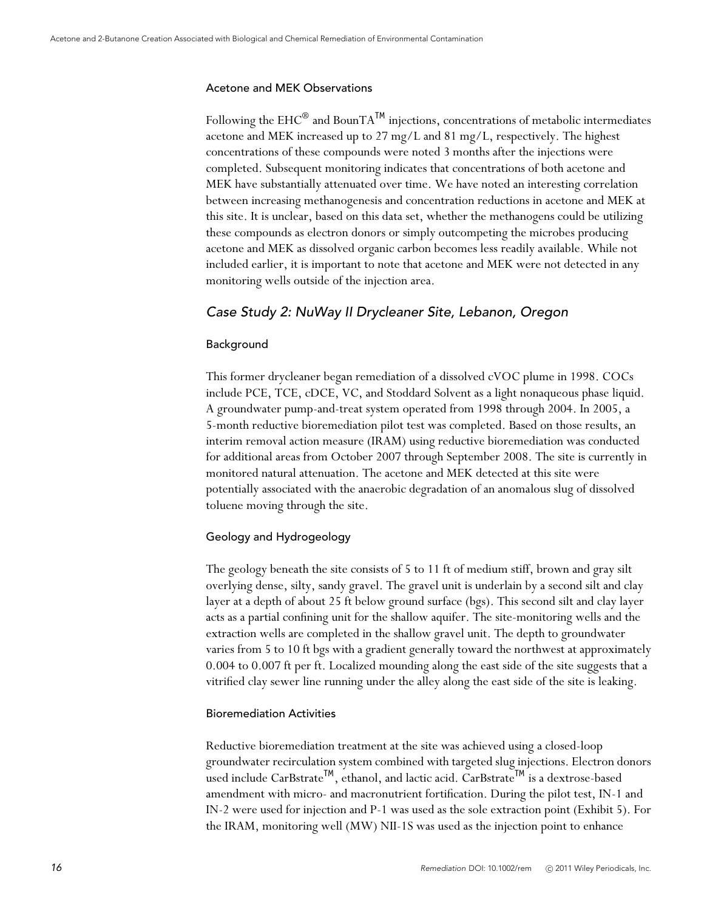### Acetone and MEK Observations

Following the EHC® and BounTA™ injections, concentrations of metabolic intermediates acetone and MEK increased up to 27 mg/L and 81 mg/L, respectively. The highest concentrations of these compounds were noted 3 months after the injections were completed. Subsequent monitoring indicates that concentrations of both acetone and MEK have substantially attenuated over time. We have noted an interesting correlation between increasing methanogenesis and concentration reductions in acetone and MEK at this site. It is unclear, based on this data set, whether the methanogens could be utilizing these compounds as electron donors or simply outcompeting the microbes producing acetone and MEK as dissolved organic carbon becomes less readily available. While not included earlier, it is important to note that acetone and MEK were not detected in any monitoring wells outside of the injection area.

## *Case Study 2: NuWay II Drycleaner Site, Lebanon, Oregon*

### Background

This former drycleaner began remediation of a dissolved cVOC plume in 1998. COCs include PCE, TCE, cDCE, VC, and Stoddard Solvent as a light nonaqueous phase liquid. A groundwater pump-and-treat system operated from 1998 through 2004. In 2005, a 5-month reductive bioremediation pilot test was completed. Based on those results, an interim removal action measure (IRAM) using reductive bioremediation was conducted for additional areas from October 2007 through September 2008. The site is currently in monitored natural attenuation. The acetone and MEK detected at this site were potentially associated with the anaerobic degradation of an anomalous slug of dissolved toluene moving through the site.

### Geology and Hydrogeology

The geology beneath the site consists of 5 to 11 ft of medium stiff, brown and gray silt overlying dense, silty, sandy gravel. The gravel unit is underlain by a second silt and clay layer at a depth of about 25 ft below ground surface (bgs). This second silt and clay layer acts as a partial confining unit for the shallow aquifer. The site-monitoring wells and the extraction wells are completed in the shallow gravel unit. The depth to groundwater varies from 5 to 10 ft bgs with a gradient generally toward the northwest at approximately 0.004 to 0.007 ft per ft. Localized mounding along the east side of the site suggests that a vitrified clay sewer line running under the alley along the east side of the site is leaking.

### Bioremediation Activities

Reductive bioremediation treatment at the site was achieved using a closed-loop groundwater recirculation system combined with targeted slug injections. Electron donors used include CarBstrate™, ethanol, and lactic acid. CarBstrate™ is a dextrose-based amendment with micro- and macronutrient fortification. During the pilot test, IN-1 and IN-2 were used for injection and P-1 was used as the sole extraction point (Exhibit 5). For the IRAM, monitoring well (MW) NII-1S was used as the injection point to enhance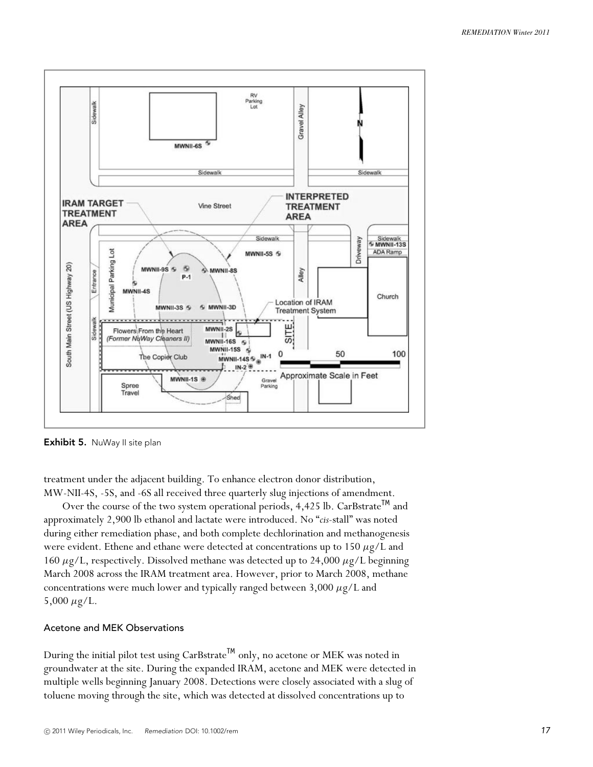Exhibit 5. NuWay II site plan

treatment under the adjacent building. To enhance electron donor distribution, MW-NII-4S, -5S, and -6S all received three quarterly slug injections of amendment.

Over the course of the two system operational periods, 4,425 lb. CarBstrate™ and approximately 2,900 lb ethanol and lactate were introduced. No "*cis*-stall" was noted during either remediation phase, and both complete dechlorination and methanogenesis were evident. Ethene and ethane were detected at concentrations up to 150 $\mu$g/L and 160 $\mu$g/L, respectively. Dissolved methane was detected up to 24,000 $\mu$g/L beginning March 2008 across the IRAM treatment area. However, prior to March 2008, methane concentrations were much lower and typically ranged between 3,000 $\mu$g/L and 5,000 $\mu$g/L.

### Acetone and MEK Observations

During the initial pilot test using CarBstrate™ only, no acetone or MEK was noted in groundwater at the site. During the expanded IRAM, acetone and MEK were detected in multiple wells beginning January 2008. Detections were closely associated with a slug of toluene moving through the site, which was detected at dissolved concentrations up to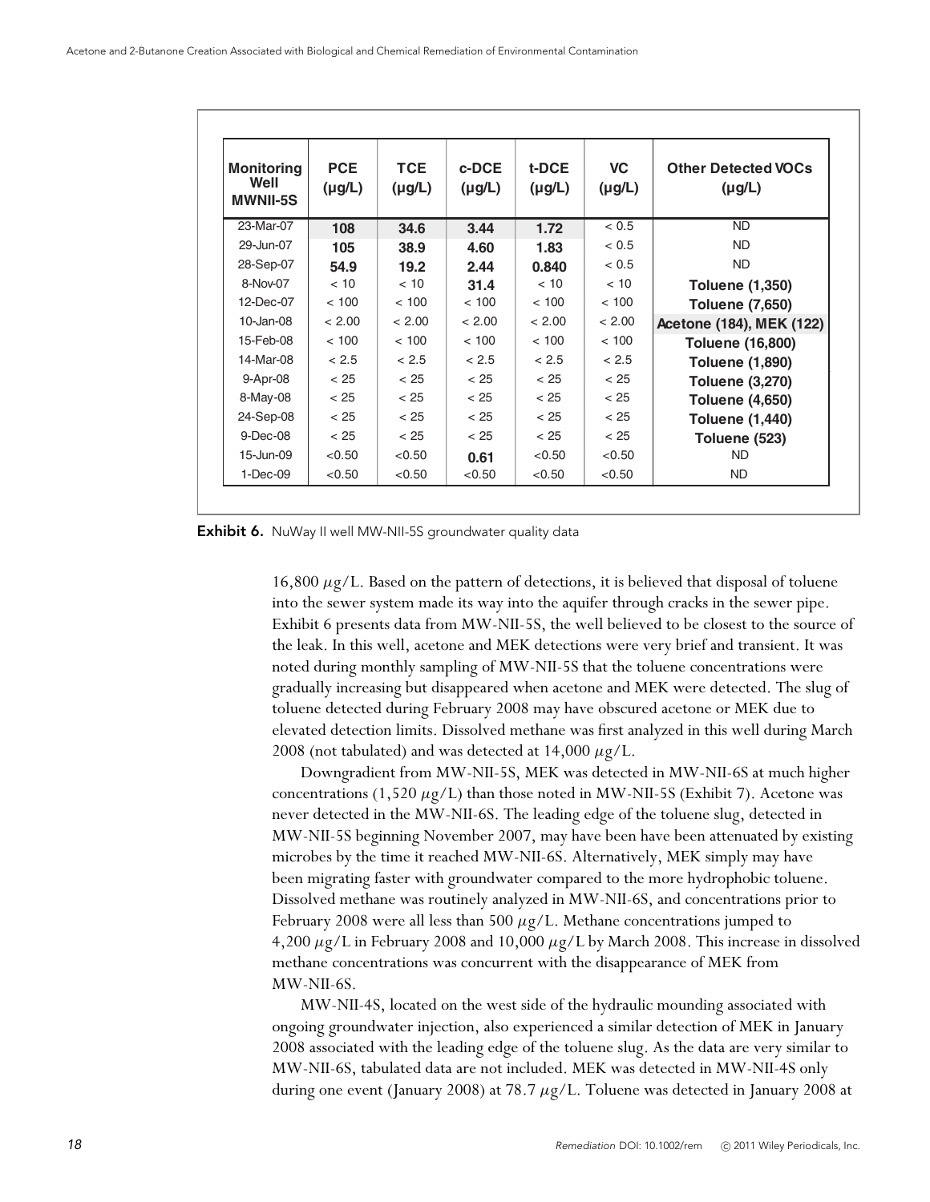| Monitoring Well MWNII-5S | PCE (µg/L) | TCE (µg/L) | c-DCE (µg/L) | t-DCE (µg/L) | VC (µg/L) | Other Detected VOCs (µg/L) |
|---|---|---|---|---|---|---|
| 23-Mar-07 | **108** | **34.6** | **3.44** | **1.72** | < 0.5 | ND |
| 29-Jun-07 | **105** | **38.9** | **4.60** | **1.83** | < 0.5 | ND |
| 28-Sep-07 | **54.9** | **19.2** | **2.44** | **0.840** | < 0.5 | ND |
| 8-Nov-07 | < 10 | < 10 | **31.4** | < 10 | < 10 | **Toluene (1,350)** |
| 12-Dec-07 | < 100 | < 100 | < 100 | < 100 | < 100 | **Toluene (7,650)** |
| 10-Jan-08 | < 2.00 | < 2.00 | < 2.00 | < 2.00 | < 2.00 | **Acetone (184), MEK (122)** |
| 15-Feb-08 | < 100 | < 100 | < 100 | < 100 | < 100 | **Toluene (16,800)** |
| 14-Mar-08 | < 2.5 | < 2.5 | < 2.5 | < 2.5 | < 2.5 | **Toluene (1,890)** |
| 9-Apr-08 | < 25 | < 25 | < 25 | < 25 | < 25 | **Toluene (3,270)** |
| 8-May-08 | < 25 | < 25 | < 25 | < 25 | < 25 | **Toluene (4,650)** |
| 24-Sep-08 | < 25 | < 25 | < 25 | < 25 | < 25 | **Toluene (1,440)** |
| 9-Dec-08 | < 25 | < 25 | < 25 | < 25 | < 25 | **Toluene (523)** |
| 15-Jun-09 | <0.50 | <0.50 | **0.61** | <0.50 | <0.50 | ND |
| 1-Dec-09 | <0.50 | <0.50 | <0.50 | <0.50 | <0.50 | ND |

**Exhibit 6.** NuWay II well MW-NII-5S groundwater quality data

16,800 $\mu g/L$. Based on the pattern of detections, it is believed that disposal of toluene into the sewer system made its way into the aquifer through cracks in the sewer pipe. Exhibit 6 presents data from MW-NII-5S, the well believed to be closest to the source of the leak. In this well, acetone and MEK detections were very brief and transient. It was noted during monthly sampling of MW-NII-5S that the toluene concentrations were gradually increasing but disappeared when acetone and MEK were detected. The slug of toluene detected during February 2008 may have obscured acetone or MEK due to elevated detection limits. Dissolved methane was first analyzed in this well during March 2008 (not tabulated) and was detected at 14,000 $\mu g/L$.

Downgradient from MW-NII-5S, MEK was detected in MW-NII-6S at much higher concentrations (1,520 $\mu g/L$) than those noted in MW-NII-5S (Exhibit 7). Acetone was never detected in the MW-NII-6S. The leading edge of the toluene slug, detected in MW-NII-5S beginning November 2007, may have been have been attenuated by existing microbes by the time it reached MW-NII-6S. Alternatively, MEK simply may have been migrating faster with groundwater compared to the more hydrophobic toluene. Dissolved methane was routinely analyzed in MW-NII-6S, and concentrations prior to February 2008 were all less than 500 $\mu g/L$. Methane concentrations jumped to 4,200 $\mu g/L$ in February 2008 and 10,000 $\mu g/L$ by March 2008. This increase in dissolved methane concentrations was concurrent with the disappearance of MEK from MW-NII-6S.

MW-NII-4S, located on the west side of the hydraulic mounding associated with ongoing groundwater injection, also experienced a similar detection of MEK in January 2008 associated with the leading edge of the toluene slug. As the data are very similar to MW-NII-6S, tabulated data are not included. MEK was detected in MW-NII-4S only during one event (January 2008) at 78.7 $\mu g/L$. Toluene was detected in January 2008 at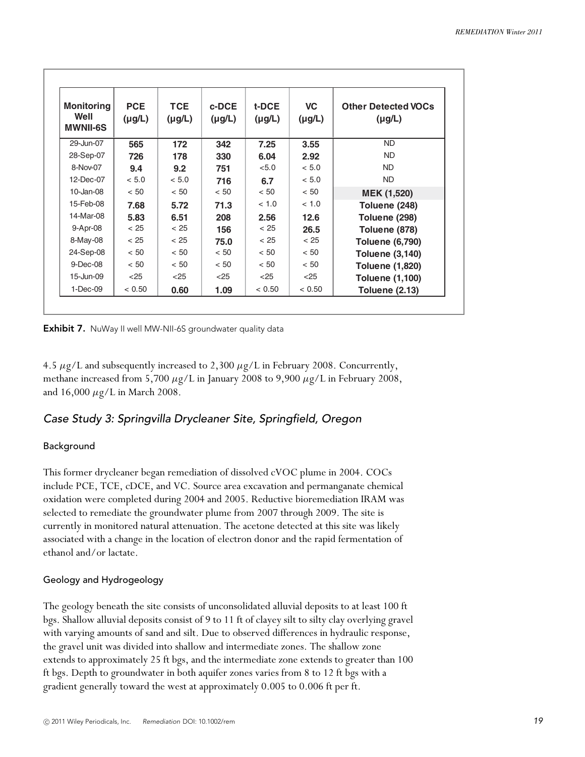| Monitoring Well MWNII-6S | PCE (µg/L) | TCE (µg/L) | c-DCE (µg/L) | t-DCE (µg/L) | VC (µg/L) | Other Detected VOCs (µg/L) |
|---|---|---|---|---|---|---|
| 29-Jun-07 | **565** | **172** | **342** | **7.25** | **3.55** | ND |
| 28-Sep-07 | **726** | **178** | **330** | **6.04** | **2.92** | ND |
| 8-Nov-07 | **9.4** | **9.2** | **751** | <5.0 | < 5.0 | ND |
| 12-Dec-07 | < 5.0 | < 5.0 | **716** | **6.7** | < 5.0 | ND |
| 10-Jan-08 | < 50 | < 50 | < 50 | < 50 | < 50 | **MEK (1,520)** |
| 15-Feb-08 | **7.68** | **5.72** | **71.3** | < 1.0 | < 1.0 | **Toluene (248)** |
| 14-Mar-08 | **5.83** | **6.51** | **208** | **2.56** | **12.6** | **Toluene (298)** |
| 9-Apr-08 | < 25 | < 25 | **156** | < 25 | **26.5** | **Toluene (878)** |
| 8-May-08 | < 25 | < 25 | **75.0** | < 25 | < 25 | **Toluene (6,790)** |
| 24-Sep-08 | < 50 | < 50 | < 50 | < 50 | < 50 | **Toluene (3,140)** |
| 9-Dec-08 | < 50 | < 50 | < 50 | < 50 | < 50 | **Toluene (1,820)** |
| 15-Jun-09 | <25 | <25 | <25 | <25 | <25 | **Toluene (1,100)** |
| 1-Dec-09 | < 0.50 | **0.60** | **1.09** | < 0.50 | < 0.50 | **Toluene (2.13)** |

**Exhibit 7.** NuWay II well MW-NII-6S groundwater quality data

4.5 µg/L and subsequently increased to 2,300 µg/L in February 2008. Concurrently, methane increased from 5,700 µg/L in January 2008 to 9,900 µg/L in February 2008, and 16,000 µg/L in March 2008.

## *Case Study 3: Springvilla Drycleaner Site, Springfield, Oregon*

### Background

This former drycleaner began remediation of dissolved cVOC plume in 2004. COCs include PCE, TCE, cDCE, and VC. Source area excavation and permanganate chemical oxidation were completed during 2004 and 2005. Reductive bioremediation IRAM was selected to remediate the groundwater plume from 2007 through 2009. The site is currently in monitored natural attenuation. The acetone detected at this site was likely associated with a change in the location of electron donor and the rapid fermentation of ethanol and/or lactate.

### Geology and Hydrogeology

The geology beneath the site consists of unconsolidated alluvial deposits to at least 100 ft bgs. Shallow alluvial deposits consist of 9 to 11 ft of clayey silt to silty clay overlying gravel with varying amounts of sand and silt. Due to observed differences in hydraulic response, the gravel unit was divided into shallow and intermediate zones. The shallow zone extends to approximately 25 ft bgs, and the intermediate zone extends to greater than 100 ft bgs. Depth to groundwater in both aquifer zones varies from 8 to 12 ft bgs with a gradient generally toward the west at approximately 0.005 to 0.006 ft per ft.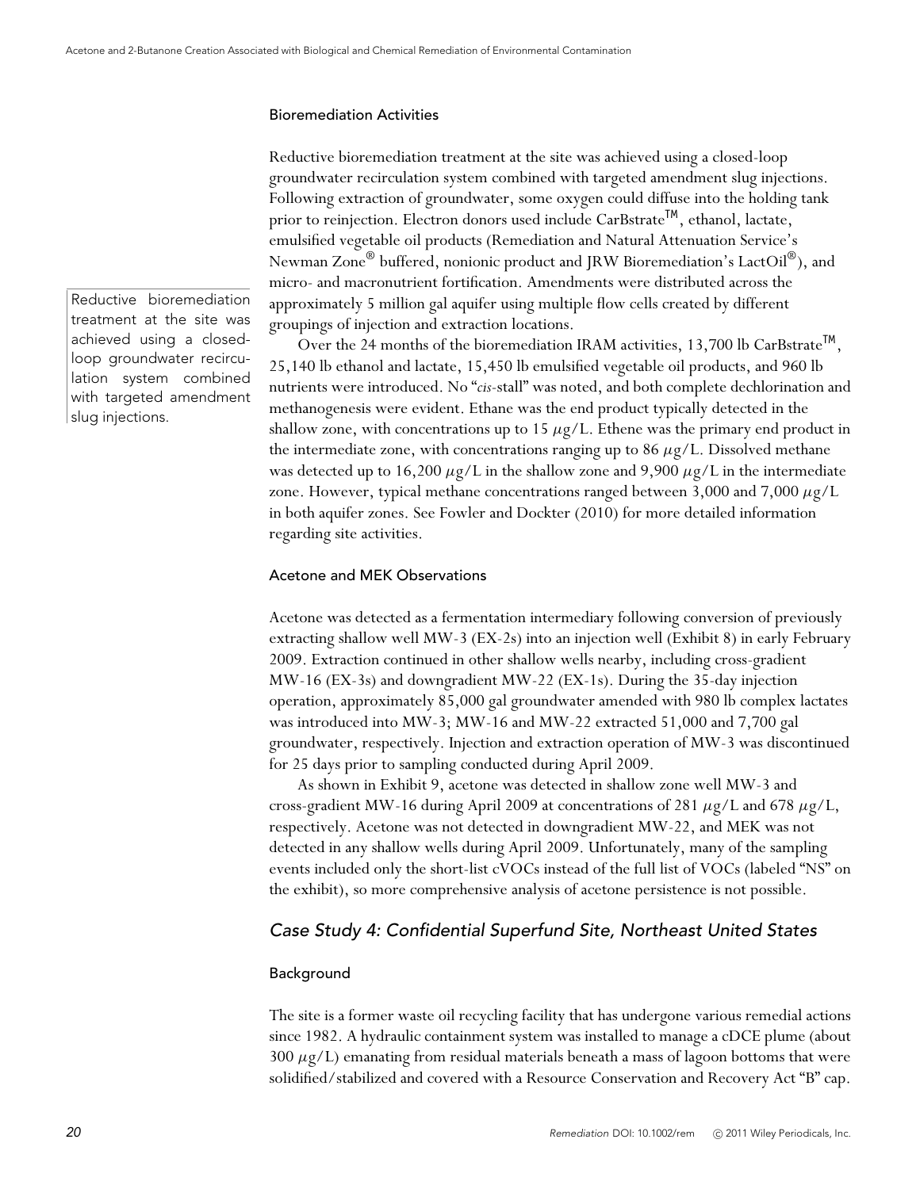### Bioremediation Activities

Reductive bioremediation treatment at the site was achieved using a closed-loop groundwater recirculation system combined with targeted amendment slug injections. Following extraction of groundwater, some oxygen could diffuse into the holding tank prior to reinjection. Electron donors used include CarBstrate™, ethanol, lactate, emulsified vegetable oil products (Remediation and Natural Attenuation Service's Newman Zone® buffered, nonionic product and JRW Bioremediation's LactOil®), and micro- and macronutrient fortification. Amendments were distributed across the approximately 5 million gal aquifer using multiple flow cells created by different groupings of injection and extraction locations.

> Reductive bioremediation treatment at the site was achieved using a closed-loop groundwater recirculation system combined with targeted amendment slug injections.

Over the 24 months of the bioremediation IRAM activities, 13,700 lb CarBstrate™, 25,140 lb ethanol and lactate, 15,450 lb emulsified vegetable oil products, and 960 lb nutrients were introduced. No "*cis*-stall" was noted, and both complete dechlorination and methanogenesis were evident. Ethane was the end product typically detected in the shallow zone, with concentrations up to 15 $\mu$g/L. Ethene was the primary end product in the intermediate zone, with concentrations ranging up to 86 $\mu$g/L. Dissolved methane was detected up to 16,200 $\mu$g/L in the shallow zone and 9,900 $\mu$g/L in the intermediate zone. However, typical methane concentrations ranged between 3,000 and 7,000 $\mu$g/L in both aquifer zones. See Fowler and Dockter (2010) for more detailed information regarding site activities.

### Acetone and MEK Observations

Acetone was detected as a fermentation intermediary following conversion of previously extracting shallow well MW-3 (EX-2s) into an injection well (Exhibit 8) in early February 2009. Extraction continued in other shallow wells nearby, including cross-gradient MW-16 (EX-3s) and downgradient MW-22 (EX-1s). During the 35-day injection operation, approximately 85,000 gal groundwater amended with 980 lb complex lactates was introduced into MW-3; MW-16 and MW-22 extracted 51,000 and 7,700 gal groundwater, respectively. Injection and extraction operation of MW-3 was discontinued for 25 days prior to sampling conducted during April 2009.

As shown in Exhibit 9, acetone was detected in shallow zone well MW-3 and cross-gradient MW-16 during April 2009 at concentrations of 281 $\mu$g/L and 678 $\mu$g/L, respectively. Acetone was not detected in downgradient MW-22, and MEK was not detected in any shallow wells during April 2009. Unfortunately, many of the sampling events included only the short-list cVOCs instead of the full list of VOCs (labeled "NS" on the exhibit), so more comprehensive analysis of acetone persistence is not possible.

## *Case Study 4: Confidential Superfund Site, Northeast United States*

### Background

The site is a former waste oil recycling facility that has undergone various remedial actions since 1982. A hydraulic containment system was installed to manage a cDCE plume (about 300 $\mu$g/L) emanating from residual materials beneath a mass of lagoon bottoms that were solidified/stabilized and covered with a Resource Conservation and Recovery Act "B" cap.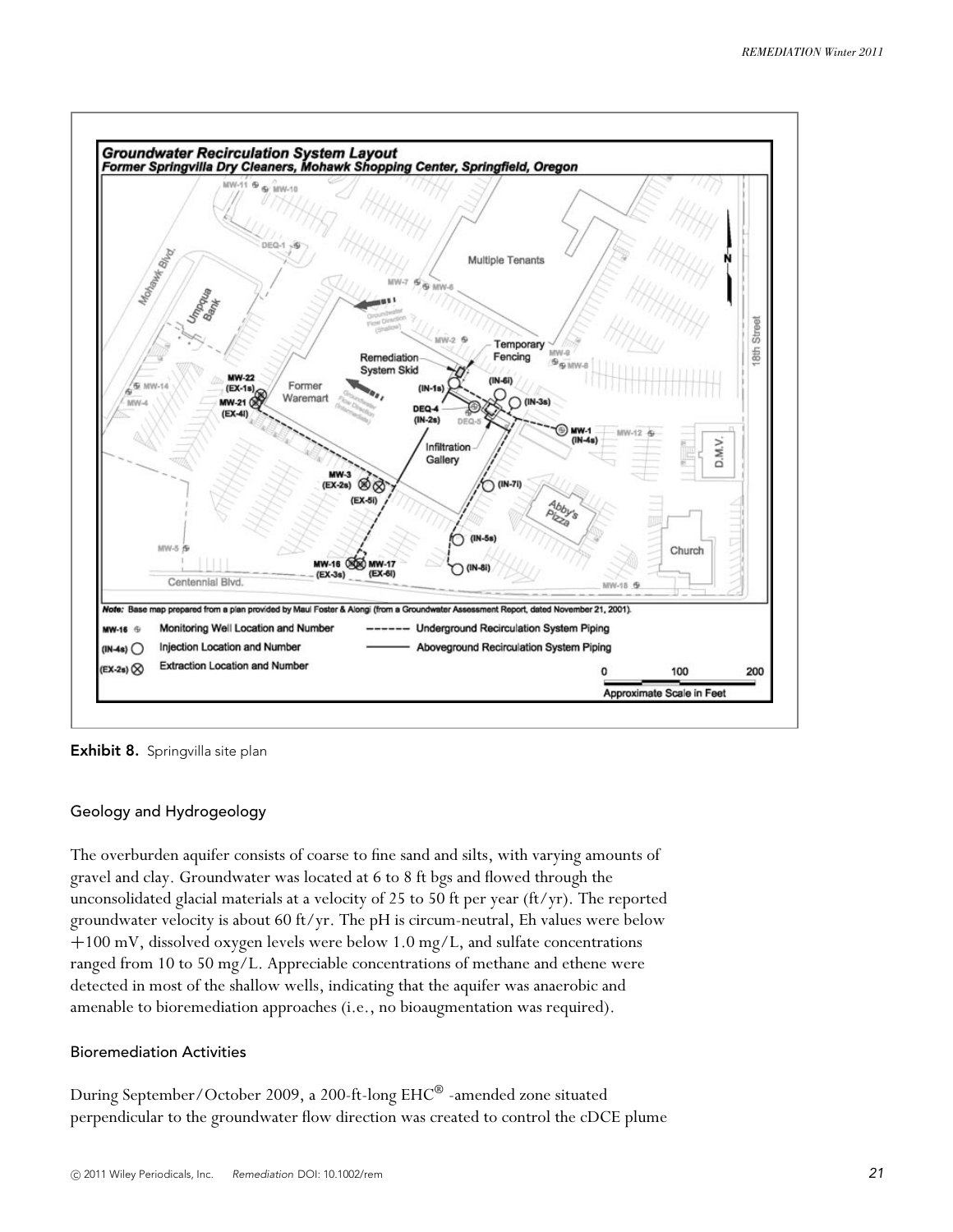Exhibit 8. Springvilla site plan

### Geology and Hydrogeology

The overburden aquifer consists of coarse to fine sand and silts, with varying amounts of gravel and clay. Groundwater was located at 6 to 8 ft bgs and flowed through the unconsolidated glacial materials at a velocity of 25 to 50 ft per year (ft/yr). The reported groundwater velocity is about 60 ft/yr. The pH is circum-neutral, Eh values were below +100 mV, dissolved oxygen levels were below 1.0 mg/L, and sulfate concentrations ranged from 10 to 50 mg/L. Appreciable concentrations of methane and ethene were detected in most of the shallow wells, indicating that the aquifer was anaerobic and amenable to bioremediation approaches (i.e., no bioaugmentation was required).

### Bioremediation Activities

During September/October 2009, a 200-ft-long EHC® -amended zone situated perpendicular to the groundwater flow direction was created to control the cDCE plume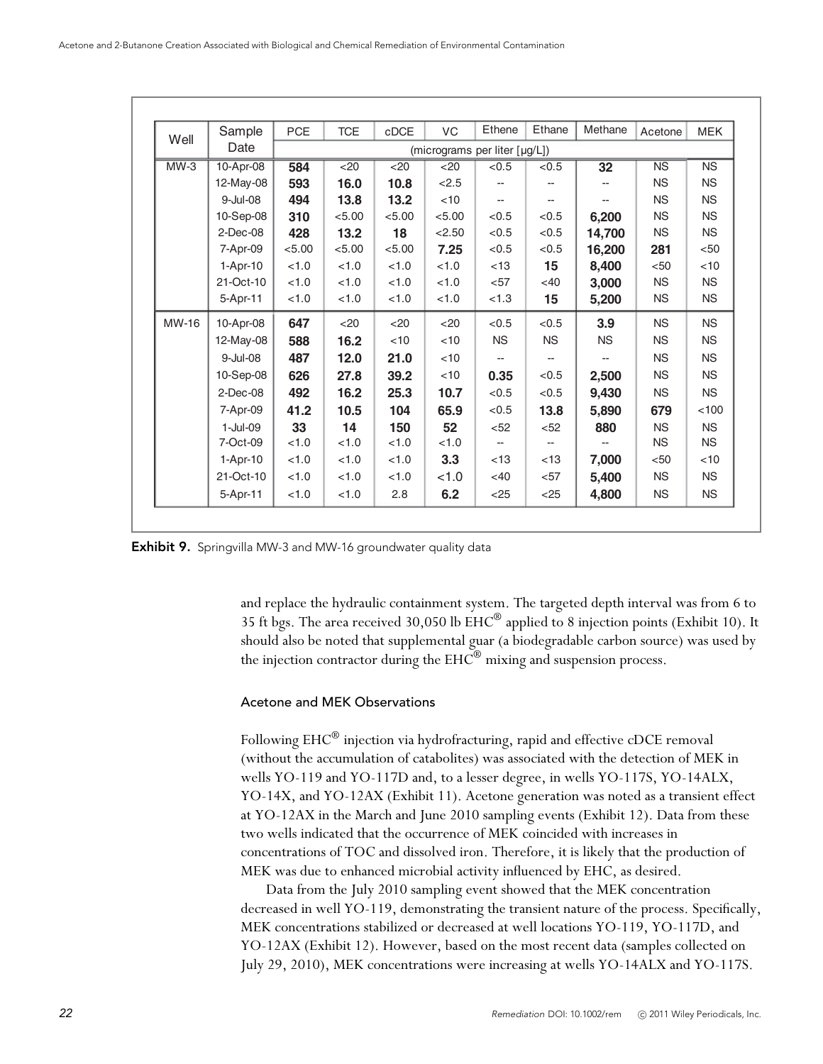| Well | Sample Date | PCE | TCE | cDCE | VC | Ethene | Ethane | Methane | Acetone | MEK |
|---|---|---|---|---|---|---|---|---|---|---|
| | | (micrograms per liter [µg/L]) | | | | | | | | |
| MW-3 | 10-Apr-08 | **584** | <20 | <20 | <20 | <0.5 | <0.5 | **32** | NS | NS |
| | 12-May-08 | **593** | **16.0** | **10.8** | <2.5 | -- | -- | -- | NS | NS |
| | 9-Jul-08 | **494** | **13.8** | **13.2** | <10 | -- | -- | -- | NS | NS |
| | 10-Sep-08 | **310** | <5.00 | <5.00 | <5.00 | <0.5 | <0.5 | **6,200** | NS | NS |
| | 2-Dec-08 | **428** | **13.2** | **18** | <2.50 | <0.5 | <0.5 | **14,700** | NS | NS |
| | 7-Apr-09 | <5.00 | <5.00 | <5.00 | **7.25** | <0.5 | <0.5 | **16,200** | **281** | <50 |
| | 1-Apr-10 | <1.0 | <1.0 | <1.0 | <1.0 | <13 | **15** | **8,400** | <50 | <10 |
| | 21-Oct-10 | <1.0 | <1.0 | <1.0 | <1.0 | <57 | <40 | **3,000** | NS | NS |
| | 5-Apr-11 | <1.0 | <1.0 | <1.0 | <1.0 | <1.3 | **15** | **5,200** | NS | NS |
| MW-16 | 10-Apr-08 | **647** | <20 | <20 | <20 | <0.5 | <0.5 | **3.9** | NS | NS |
| | 12-May-08 | **588** | **16.2** | <10 | <10 | NS | NS | NS | NS | NS |
| | 9-Jul-08 | **487** | **12.0** | **21.0** | <10 | -- | -- | -- | NS | NS |
| | 10-Sep-08 | **626** | **27.8** | **39.2** | <10 | **0.35** | <0.5 | **2,500** | NS | NS |
| | 2-Dec-08 | **492** | **16.2** | **25.3** | **10.7** | <0.5 | <0.5 | **9,430** | NS | NS |
| | 7-Apr-09 | **41.2** | **10.5** | **104** | **65.9** | <0.5 | **13.8** | **5,890** | **679** | <100 |
| | 1-Jul-09 | **33** | **14** | **150** | **52** | <52 | <52 | **880** | NS | NS |
| | 7-Oct-09 | <1.0 | <1.0 | <1.0 | <1.0 | -- | -- | -- | NS | NS |
| | 1-Apr-10 | <1.0 | <1.0 | <1.0 | **3.3** | <13 | <13 | **7,000** | <50 | <10 |
| | 21-Oct-10 | <1.0 | <1.0 | <1.0 | <1.0 | <40 | <57 | **5,400** | NS | NS |
| | 5-Apr-11 | <1.0 | <1.0 | 2.8 | **6.2** | <25 | <25 | **4,800** | NS | NS |

**Exhibit 9.** Springvilla MW-3 and MW-16 groundwater quality data

and replace the hydraulic containment system. The targeted depth interval was from 6 to 35 ft bgs. The area received 30,050 lb EHC® applied to 8 injection points (Exhibit 10). It should also be noted that supplemental guar (a biodegradable carbon source) was used by the injection contractor during the EHC® mixing and suspension process.

### Acetone and MEK Observations

Following EHC® injection via hydrofracturing, rapid and effective cDCE removal (without the accumulation of catabolites) was associated with the detection of MEK in wells YO-119 and YO-117D and, to a lesser degree, in wells YO-117S, YO-14ALX, YO-14X, and YO-12AX (Exhibit 11). Acetone generation was noted as a transient effect at YO-12AX in the March and June 2010 sampling events (Exhibit 12). Data from these two wells indicated that the occurrence of MEK coincided with increases in concentrations of TOC and dissolved iron. Therefore, it is likely that the production of MEK was due to enhanced microbial activity influenced by EHC, as desired.

Data from the July 2010 sampling event showed that the MEK concentration decreased in well YO-119, demonstrating the transient nature of the process. Specifically, MEK concentrations stabilized or decreased at well locations YO-119, YO-117D, and YO-12AX (Exhibit 12). However, based on the most recent data (samples collected on July 29, 2010), MEK concentrations were increasing at wells YO-14ALX and YO-117S.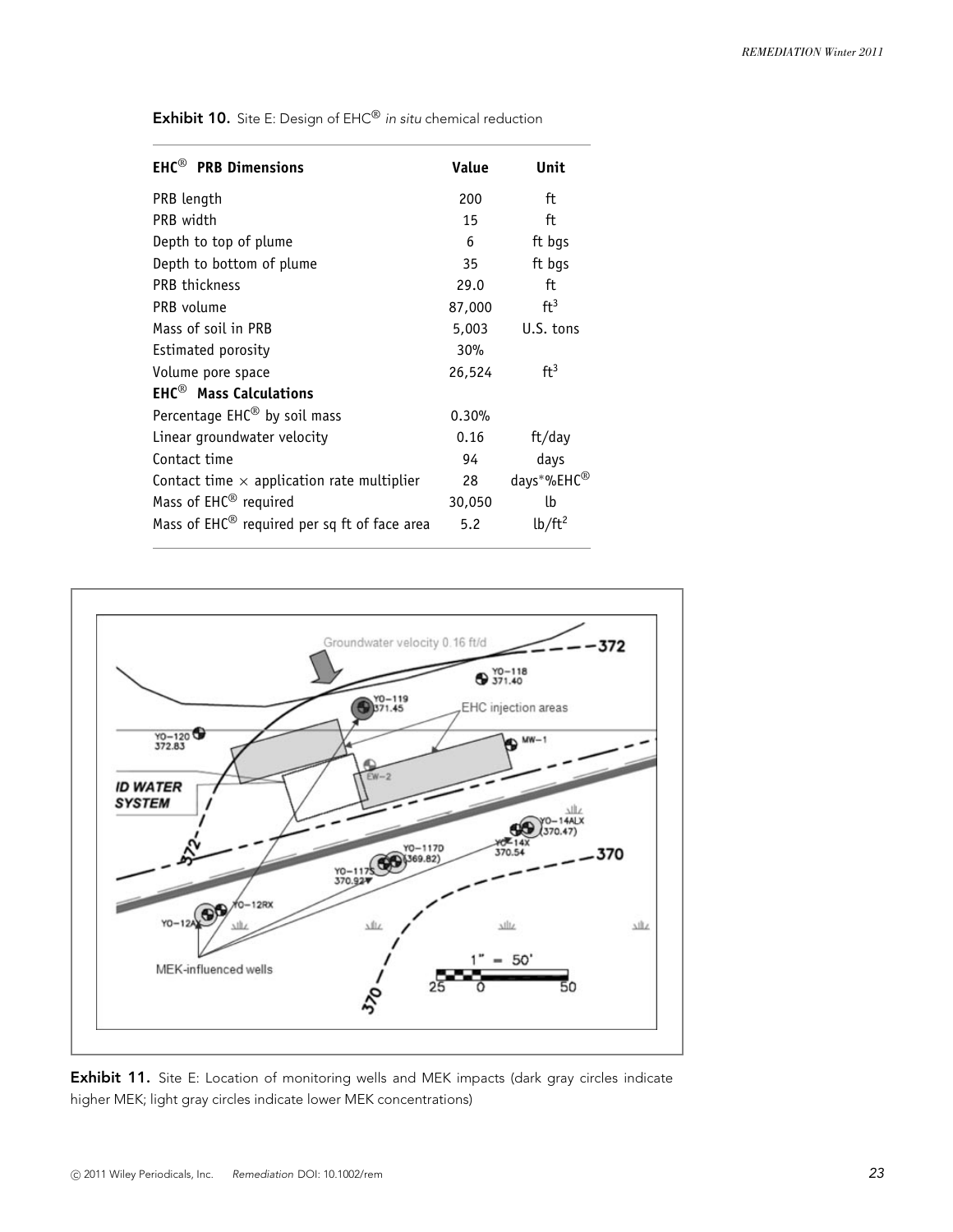**Exhibit 10.** Site E: Design of EHC® *in situ* chemical reduction

| **EHC® PRB Dimensions** | **Value** | **Unit** |
|---|---|---|
| PRB length | 200 | ft |
| PRB width | 15 | ft |
| Depth to top of plume | 6 | ft bgs |
| Depth to bottom of plume | 35 | ft bgs |
| PRB thickness | 29.0 | ft |
| PRB volume | 87,000 | $ft^3$ |
| Mass of soil in PRB | 5,003 | U.S. tons |
| Estimated porosity | 30% | |
| Volume pore space | 26,524 | $ft^3$ |
| **EHC® Mass Calculations** | | |
| Percentage EHC® by soil mass | 0.30% | |
| Linear groundwater velocity | 0.16 | ft/day |
| Contact time | 94 | days |
| Contact time × application rate multiplier | 28 | days*%EHC® |
| Mass of EHC® required | 30,050 | lb |
| Mass of EHC® required per sq ft of face area | 5.2 | $lb/ft^2$ |

**Exhibit 11.** Site E: Location of monitoring wells and MEK impacts (dark gray circles indicate higher MEK; light gray circles indicate lower MEK concentrations)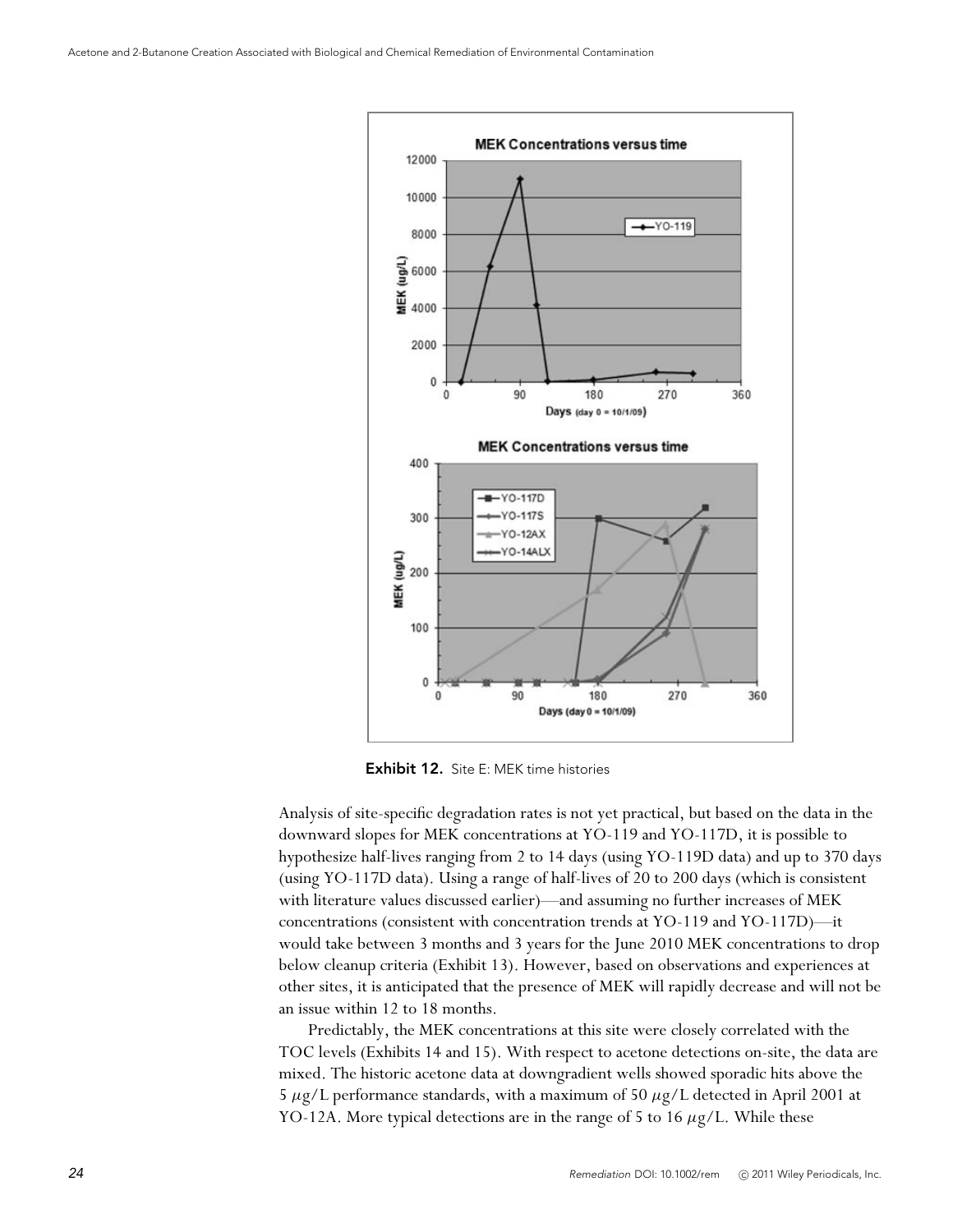Exhibit 12. Site E: MEK time histories

Analysis of site-specific degradation rates is not yet practical, but based on the data in the downward slopes for MEK concentrations at YO-119 and YO-117D, it is possible to hypothesize half-lives ranging from 2 to 14 days (using YO-119D data) and up to 370 days (using YO-117D data). Using a range of half-lives of 20 to 200 days (which is consistent with literature values discussed earlier)—and assuming no further increases of MEK concentrations (consistent with concentration trends at YO-119 and YO-117D)—it would take between 3 months and 3 years for the June 2010 MEK concentrations to drop below cleanup criteria (Exhibit 13). However, based on observations and experiences at other sites, it is anticipated that the presence of MEK will rapidly decrease and will not be an issue within 12 to 18 months.

Predictably, the MEK concentrations at this site were closely correlated with the TOC levels (Exhibits 14 and 15). With respect to acetone detections on-site, the data are mixed. The historic acetone data at downgradient wells showed sporadic hits above the 5 $\mu$g/L performance standards, with a maximum of 50 $\mu$g/L detected in April 2001 at YO-12A. More typical detections are in the range of 5 to 16 $\mu$g/L. While these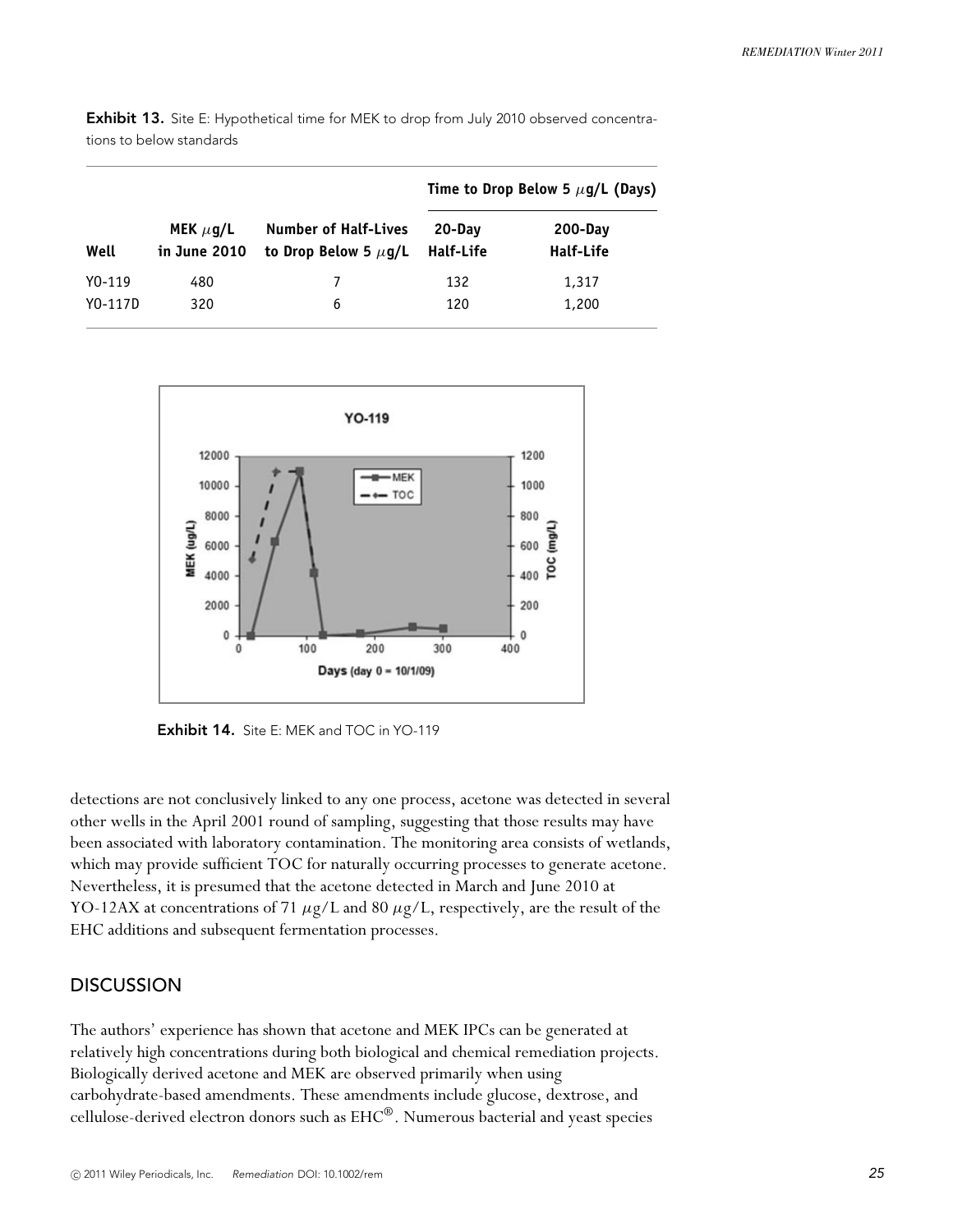**Exhibit 13.** Site E: Hypothetical time for MEK to drop from July 2010 observed concentrations to below standards

| Well | MEK $\mu$g/L in June 2010 | Number of Half-Lives to Drop Below 5 $\mu$g/L | Time to Drop Below 5 $\mu$g/L (Days) 20-Day Half-Life | 200-Day Half-Life |
|---|---|---|---|---|
| YO-119 | 480 | 7 | 132 | 1,317 |
| YO-117D | 320 | 6 | 120 | 1,200 |

**Exhibit 14.** Site E: MEK and TOC in YO-119

detections are not conclusively linked to any one process, acetone was detected in several other wells in the April 2001 round of sampling, suggesting that those results may have been associated with laboratory contamination. The monitoring area consists of wetlands, which may provide sufficient TOC for naturally occurring processes to generate acetone. Nevertheless, it is presumed that the acetone detected in March and June 2010 at YO-12AX at concentrations of 71 $\mu$g/L and 80 $\mu$g/L, respectively, are the result of the EHC additions and subsequent fermentation processes.

## DISCUSSION

The authors' experience has shown that acetone and MEK IPCs can be generated at relatively high concentrations during both biological and chemical remediation projects. Biologically derived acetone and MEK are observed primarily when using carbohydrate-based amendments. These amendments include glucose, dextrose, and cellulose-derived electron donors such as EHC®. Numerous bacterial and yeast species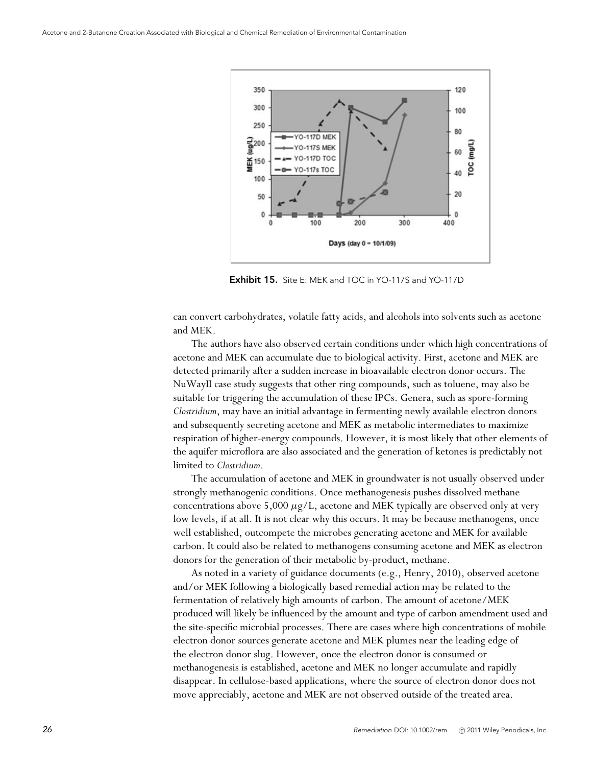350
300
250
200
150
100
50
0
MEK (ug/L)

120
100
80
60
40
20
0
TOC (mg/L)

0
100
200
300
400

YO-117D MEK
YO-117S MEK
YO-117D TOC
YO-117s TOC

Days (day 0 = 10/1/09)

**Exhibit 15.** Site E: MEK and TOC in YO-117S and YO-117D

can convert carbohydrates, volatile fatty acids, and alcohols into solvents such as acetone and MEK.

The authors have also observed certain conditions under which high concentrations of acetone and MEK can accumulate due to biological activity. First, acetone and MEK are detected primarily after a sudden increase in bioavailable electron donor occurs. The NuWayII case study suggests that other ring compounds, such as toluene, may also be suitable for triggering the accumulation of these IPCs. Genera, such as spore-forming *Clostridium*, may have an initial advantage in fermenting newly available electron donors and subsequently secreting acetone and MEK as metabolic intermediates to maximize respiration of higher-energy compounds. However, it is most likely that other elements of the aquifer microflora are also associated and the generation of ketones is predictably not limited to *Clostridium*.

The accumulation of acetone and MEK in groundwater is not usually observed under strongly methanogenic conditions. Once methanogenesis pushes dissolved methane concentrations above 5,000 $\mu$g/L, acetone and MEK typically are observed only at very low levels, if at all. It is not clear why this occurs. It may be because methanogens, once well established, outcompete the microbes generating acetone and MEK for available carbon. It could also be related to methanogens consuming acetone and MEK as electron donors for the generation of their metabolic by-product, methane.

As noted in a variety of guidance documents (e.g., Henry, 2010), observed acetone and/or MEK following a biologically based remedial action may be related to the fermentation of relatively high amounts of carbon. The amount of acetone/MEK produced will likely be influenced by the amount and type of carbon amendment used and the site-specific microbial processes. There are cases where high concentrations of mobile electron donor sources generate acetone and MEK plumes near the leading edge of the electron donor slug. However, once the electron donor is consumed or methanogenesis is established, acetone and MEK no longer accumulate and rapidly disappear. In cellulose-based applications, where the source of electron donor does not move appreciably, acetone and MEK are not observed outside of the treated area.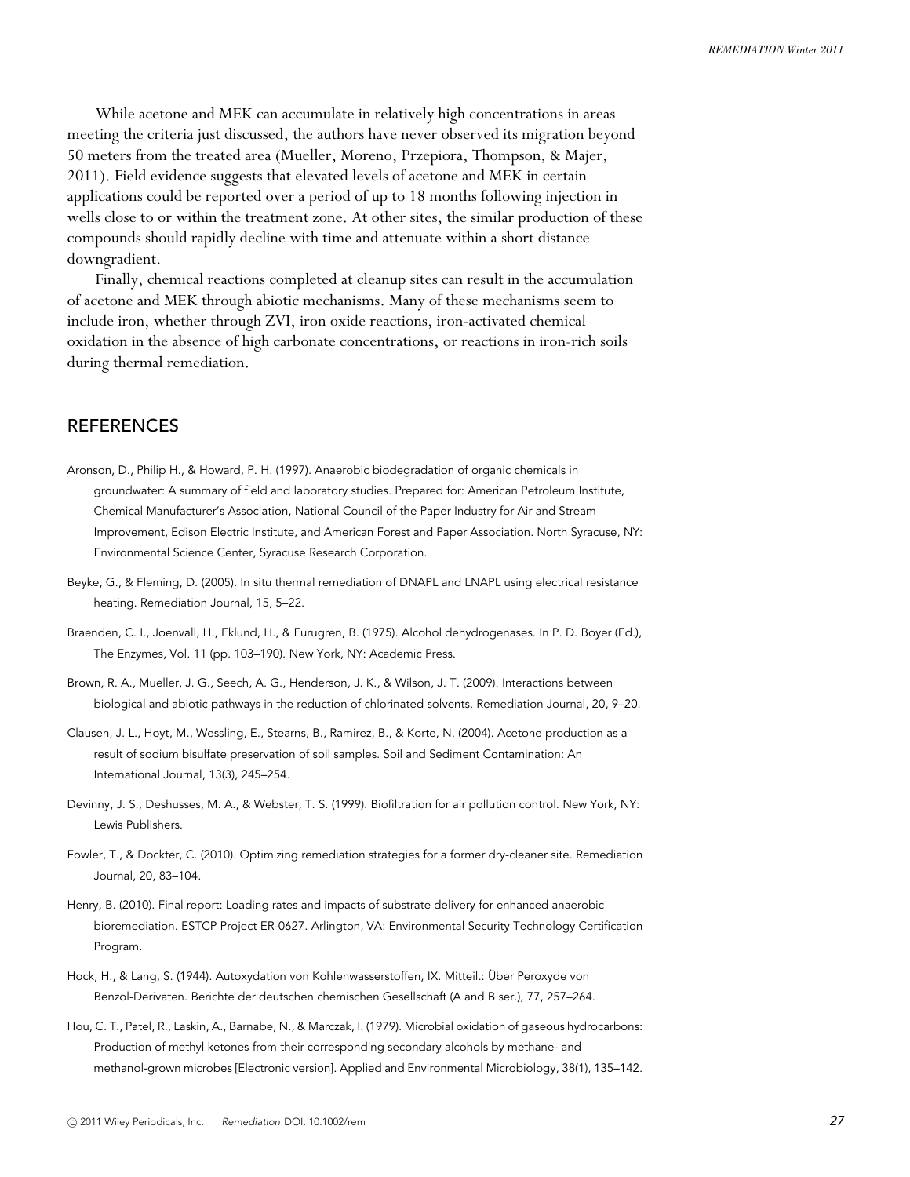While acetone and MEK can accumulate in relatively high concentrations in areas meeting the criteria just discussed, the authors have never observed its migration beyond 50 meters from the treated area (Mueller, Moreno, Przepiora, Thompson, & Majer, 2011). Field evidence suggests that elevated levels of acetone and MEK in certain applications could be reported over a period of up to 18 months following injection in wells close to or within the treatment zone. At other sites, the similar production of these compounds should rapidly decline with time and attenuate within a short distance downgradient.

Finally, chemical reactions completed at cleanup sites can result in the accumulation of acetone and MEK through abiotic mechanisms. Many of these mechanisms seem to include iron, whether through ZVI, iron oxide reactions, iron-activated chemical oxidation in the absence of high carbonate concentrations, or reactions in iron-rich soils during thermal remediation.

## REFERENCES

Aronson, D., Philip H., & Howard, P. H. (1997). Anaerobic biodegradation of organic chemicals in groundwater: A summary of field and laboratory studies. Prepared for: American Petroleum Institute, Chemical Manufacturer's Association, National Council of the Paper Industry for Air and Stream Improvement, Edison Electric Institute, and American Forest and Paper Association. North Syracuse, NY: Environmental Science Center, Syracuse Research Corporation.

Beyke, G., & Fleming, D. (2005). In situ thermal remediation of DNAPL and LNAPL using electrical resistance heating. Remediation Journal, 15, 5–22.

Braenden, C. I., Joenvall, H., Eklund, H., & Furugren, B. (1975). Alcohol dehydrogenases. In P. D. Boyer (Ed.), The Enzymes, Vol. 11 (pp. 103–190). New York, NY: Academic Press.

Brown, R. A., Mueller, J. G., Seech, A. G., Henderson, J. K., & Wilson, J. T. (2009). Interactions between biological and abiotic pathways in the reduction of chlorinated solvents. Remediation Journal, 20, 9–20.

Clausen, J. L., Hoyt, M., Wessling, E., Stearns, B., Ramirez, B., & Korte, N. (2004). Acetone production as a result of sodium bisulfate preservation of soil samples. Soil and Sediment Contamination: An International Journal, 13(3), 245–254.

Devinny, J. S., Deshusses, M. A., & Webster, T. S. (1999). Biofiltration for air pollution control. New York, NY: Lewis Publishers.

Fowler, T., & Dockter, C. (2010). Optimizing remediation strategies for a former dry-cleaner site. Remediation Journal, 20, 83–104.

Henry, B. (2010). Final report: Loading rates and impacts of substrate delivery for enhanced anaerobic bioremediation. ESTCP Project ER-0627. Arlington, VA: Environmental Security Technology Certification Program.

Hock, H., & Lang, S. (1944). Autoxydation von Kohlenwasserstoffen, IX. Mitteil.: Über Peroxyde von Benzol-Derivaten. Berichte der deutschen chemischen Gesellschaft (A and B ser.), 77, 257–264.

Hou, C. T., Patel, R., Laskin, A., Barnabe, N., & Marczak, I. (1979). Microbial oxidation of gaseous hydrocarbons: Production of methyl ketones from their corresponding secondary alcohols by methane- and methanol-grown microbes [Electronic version]. Applied and Environmental Microbiology, 38(1), 135–142.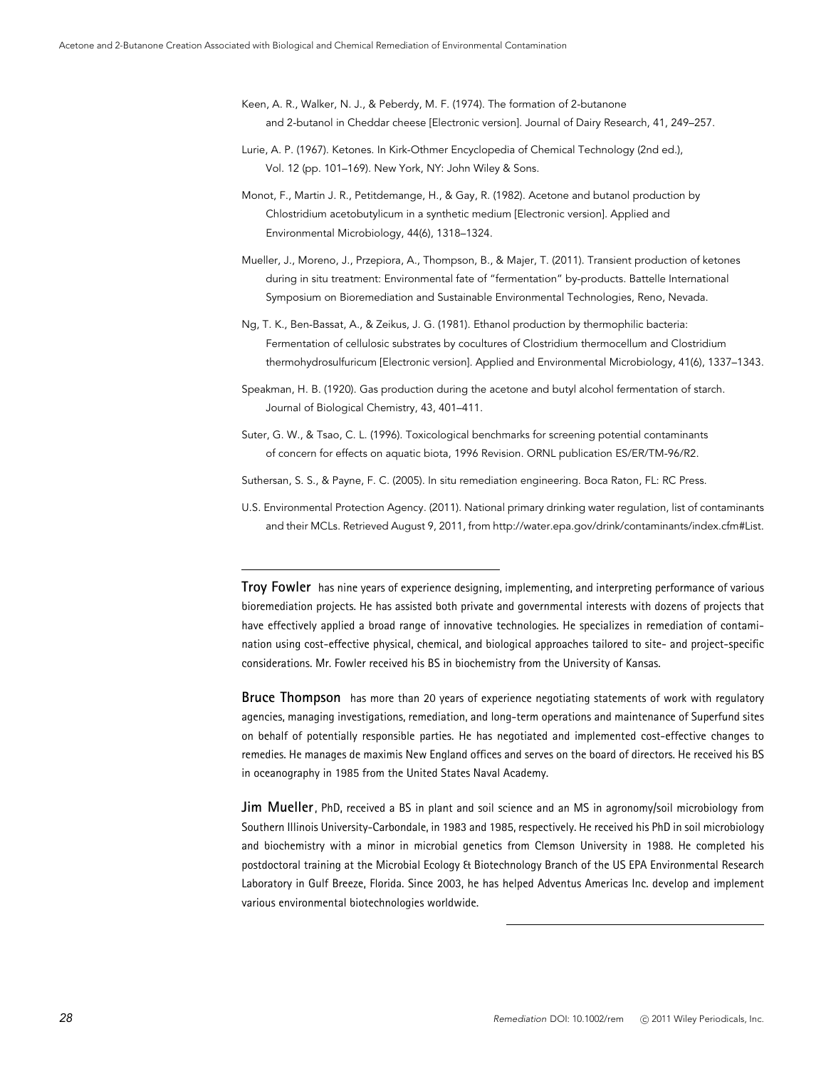Keen, A. R., Walker, N. J., & Peberdy, M. F. (1974). The formation of 2-butanone and 2-butanol in Cheddar cheese [Electronic version]. Journal of Dairy Research, 41, 249–257.

Lurie, A. P. (1967). Ketones. In Kirk-Othmer Encyclopedia of Chemical Technology (2nd ed.), Vol. 12 (pp. 101–169). New York, NY: John Wiley & Sons.

Monot, F., Martin J. R., Petitdemange, H., & Gay, R. (1982). Acetone and butanol production by Chlostridium acetobutylicum in a synthetic medium [Electronic version]. Applied and Environmental Microbiology, 44(6), 1318–1324.

Mueller, J., Moreno, J., Przepiora, A., Thompson, B., & Majer, T. (2011). Transient production of ketones during in situ treatment: Environmental fate of "fermentation" by-products. Battelle International Symposium on Bioremediation and Sustainable Environmental Technologies, Reno, Nevada.

Ng, T. K., Ben-Bassat, A., & Zeikus, J. G. (1981). Ethanol production by thermophilic bacteria: Fermentation of cellulosic substrates by cocultures of Clostridium thermocellum and Clostridium thermohydrosulfuricum [Electronic version]. Applied and Environmental Microbiology, 41(6), 1337–1343.

Speakman, H. B. (1920). Gas production during the acetone and butyl alcohol fermentation of starch. Journal of Biological Chemistry, 43, 401–411.

Suter, G. W., & Tsao, C. L. (1996). Toxicological benchmarks for screening potential contaminants of concern for effects on aquatic biota, 1996 Revision. ORNL publication ES/ER/TM-96/R2.

Suthersan, S. S., & Payne, F. C. (2005). In situ remediation engineering. Boca Raton, FL: RC Press.

U.S. Environmental Protection Agency. (2011). National primary drinking water regulation, list of contaminants and their MCLs. Retrieved August 9, 2011, from http://water.epa.gov/drink/contaminants/index.cfm#List.

---

**Troy Fowler** has nine years of experience designing, implementing, and interpreting performance of various bioremediation projects. He has assisted both private and governmental interests with dozens of projects that have effectively applied a broad range of innovative technologies. He specializes in remediation of contamination using cost-effective physical, chemical, and biological approaches tailored to site- and project-specific considerations. Mr. Fowler received his BS in biochemistry from the University of Kansas.

**Bruce Thompson** has more than 20 years of experience negotiating statements of work with regulatory agencies, managing investigations, remediation, and long-term operations and maintenance of Superfund sites on behalf of potentially responsible parties. He has negotiated and implemented cost-effective changes to remedies. He manages de maximis New England offices and serves on the board of directors. He received his BS in oceanography in 1985 from the United States Naval Academy.

**Jim Mueller**, PhD, received a BS in plant and soil science and an MS in agronomy/soil microbiology from Southern Illinois University-Carbondale, in 1983 and 1985, respectively. He received his PhD in soil microbiology and biochemistry with a minor in microbial genetics from Clemson University in 1988. He completed his postdoctoral training at the Microbial Ecology & Biotechnology Branch of the US EPA Environmental Research Laboratory in Gulf Breeze, Florida. Since 2003, he has helped Adventus Americas Inc. develop and implement various environmental biotechnologies worldwide.